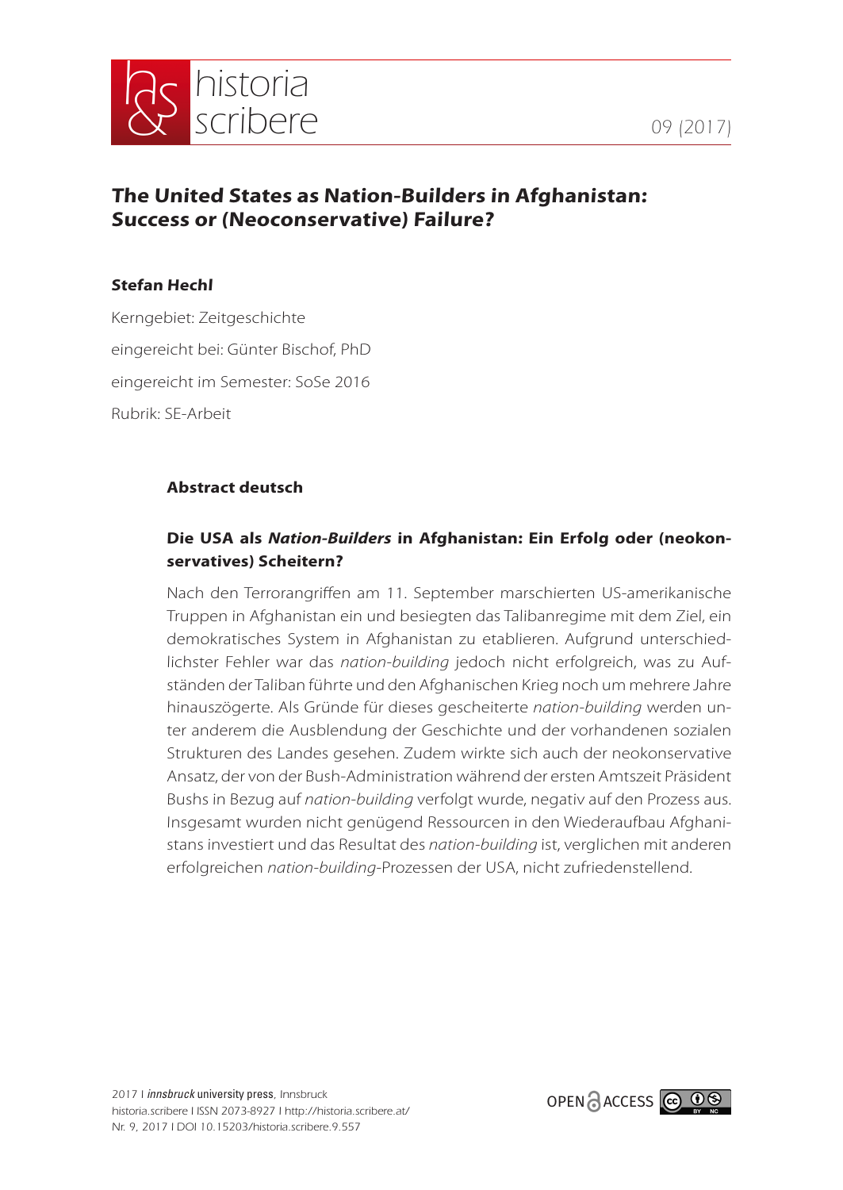# *The United States as Nation-Builders in Afghanistan:* *Success or (Neoconservative) Failure?*

**Stefan Hechl**

Kerngebiet: Zeitgeschichte

eingereicht bei: Günter Bischof, PhD

eingereicht im Semester: SoSe 2016

Rubrik: SE-Arbeit

## Abstract deutsch

### Die USA als *Nation-Builders* in Afghanistan: Ein Erfolg oder (neokonservatives) Scheitern?

Nach den Terrorangriffen am 11. September marschierten US-amerikanische Truppen in Afghanistan ein und besiegten das Talibanregime mit dem Ziel, ein demokratisches System in Afghanistan zu etablieren. Aufgrund unterschiedlichster Fehler war das *nation-building* jedoch nicht erfolgreich, was zu Aufständen der Taliban führte und den Afghanischen Krieg noch um mehrere Jahre hinauszögerte. Als Gründe für dieses gescheiterte *nation-building* werden unter anderem die Ausblendung der Geschichte und der vorhandenen sozialen Strukturen des Landes gesehen. Zudem wirkte sich auch der neokonservative Ansatz, der von der Bush-Administration während der ersten Amtszeit Präsident Bushs in Bezug auf *nation-building* verfolgt wurde, negativ auf den Prozess aus. Insgesamt wurden nicht genügend Ressourcen in den Wiederaufbau Afghanistans investiert und das Resultat des *nation-building* ist, verglichen mit anderen erfolgreichen *nation-building*-Prozessen der USA, nicht zufriedenstellend.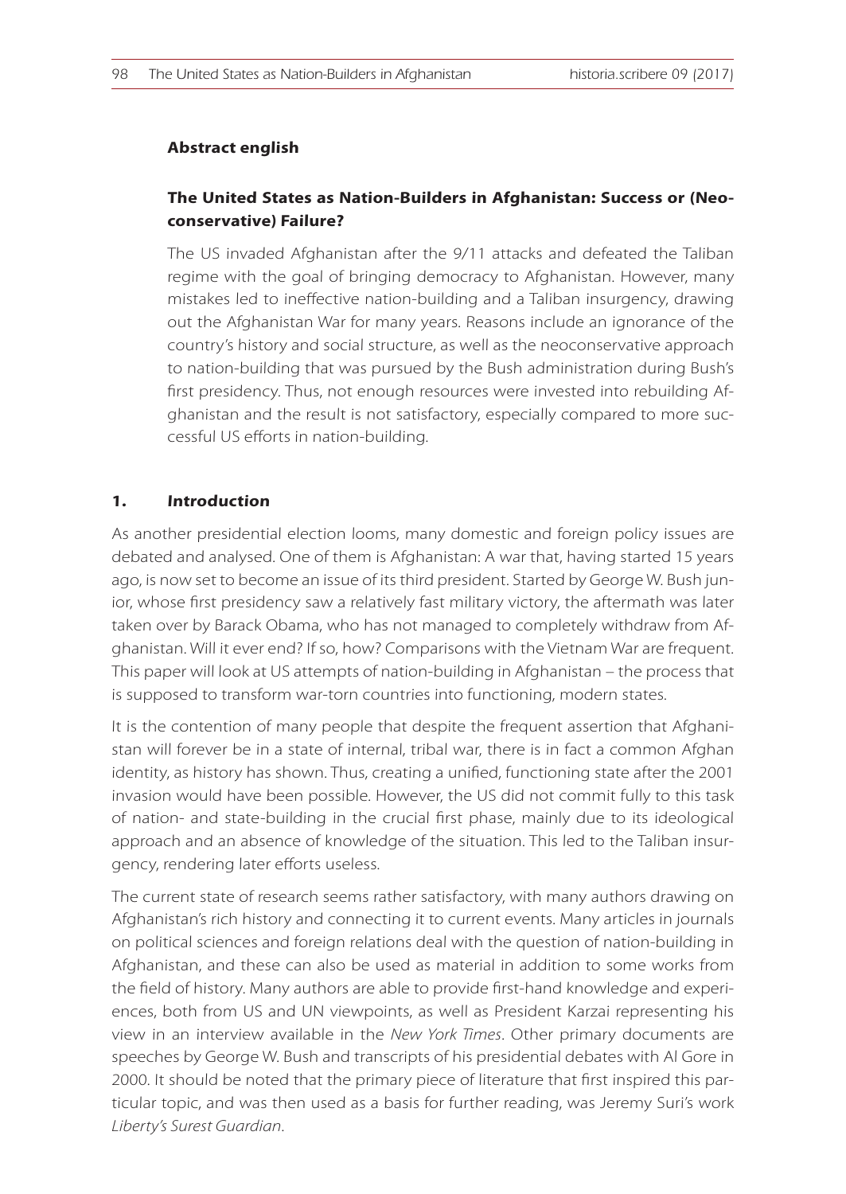## Abstract english

### The United States as Nation-Builders in Afghanistan: Success or (Neo-conservative) Failure?

The US invaded Afghanistan after the 9/11 attacks and defeated the Taliban regime with the goal of bringing democracy to Afghanistan. However, many mistakes led to ineffective nation-building and a Taliban insurgency, drawing out the Afghanistan War for many years. Reasons include an ignorance of the country's history and social structure, as well as the neoconservative approach to nation-building that was pursued by the Bush administration during Bush's first presidency. Thus, not enough resources were invested into rebuilding Afghanistan and the result is not satisfactory, especially compared to more successful US efforts in nation-building.

## 1. *Introduction*

As another presidential election looms, many domestic and foreign policy issues are debated and analysed. One of them is Afghanistan: A war that, having started 15 years ago, is now set to become an issue of its third president. Started by George W. Bush junior, whose first presidency saw a relatively fast military victory, the aftermath was later taken over by Barack Obama, who has not managed to completely withdraw from Afghanistan. Will it ever end? If so, how? Comparisons with the Vietnam War are frequent. This paper will look at US attempts of nation-building in Afghanistan – the process that is supposed to transform war-torn countries into functioning, modern states.

It is the contention of many people that despite the frequent assertion that Afghanistan will forever be in a state of internal, tribal war, there is in fact a common Afghan identity, as history has shown. Thus, creating a unified, functioning state after the 2001 invasion would have been possible. However, the US did not commit fully to this task of nation- and state-building in the crucial first phase, mainly due to its ideological approach and an absence of knowledge of the situation. This led to the Taliban insurgency, rendering later efforts useless.

The current state of research seems rather satisfactory, with many authors drawing on Afghanistan's rich history and connecting it to current events. Many articles in journals on political sciences and foreign relations deal with the question of nation-building in Afghanistan, and these can also be used as material in addition to some works from the field of history. Many authors are able to provide first-hand knowledge and experiences, both from US and UN viewpoints, as well as President Karzai representing his view in an interview available in the *New York Times*. Other primary documents are speeches by George W. Bush and transcripts of his presidential debates with Al Gore in 2000. It should be noted that the primary piece of literature that first inspired this particular topic, and was then used as a basis for further reading, was Jeremy Suri's work *Liberty's Surest Guardian*.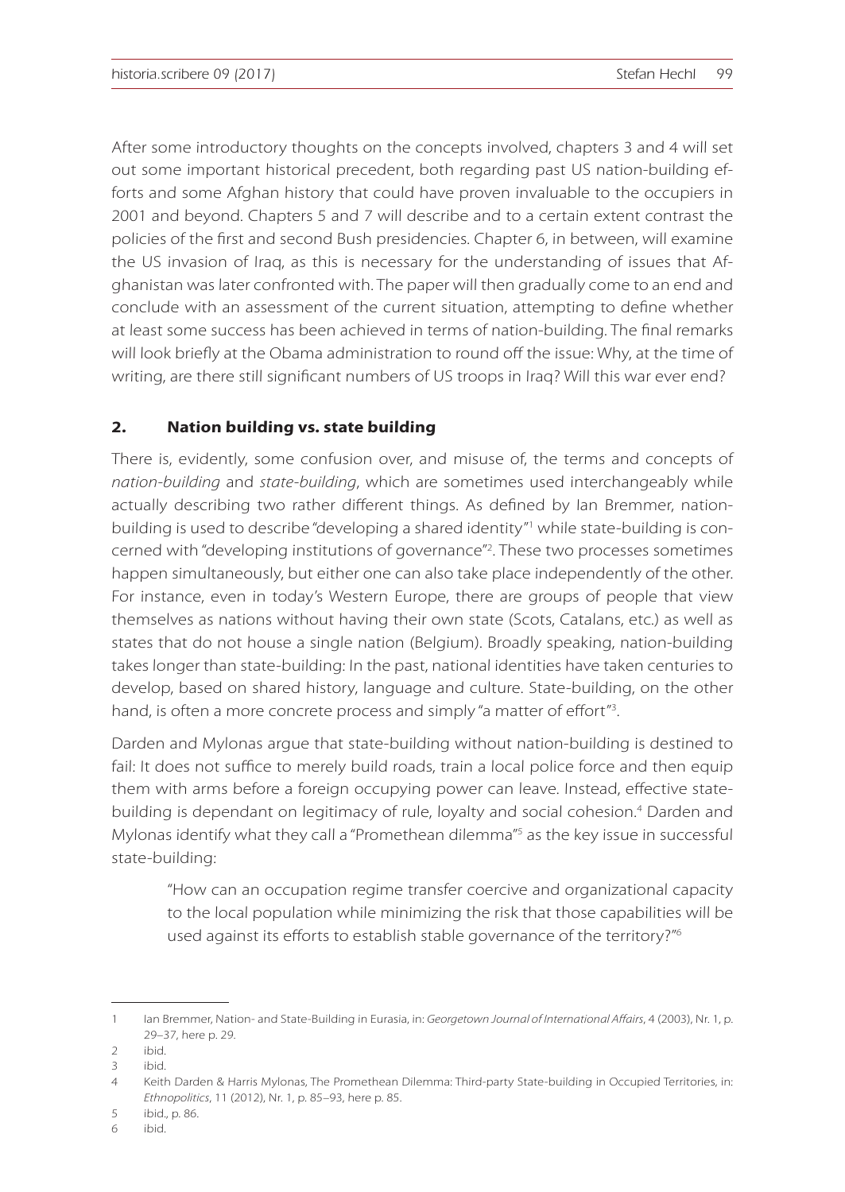After some introductory thoughts on the concepts involved, chapters 3 and 4 will set out some important historical precedent, both regarding past US nation-building efforts and some Afghan history that could have proven invaluable to the occupiers in 2001 and beyond. Chapters 5 and 7 will describe and to a certain extent contrast the policies of the first and second Bush presidencies. Chapter 6, in between, will examine the US invasion of Iraq, as this is necessary for the understanding of issues that Afghanistan was later confronted with. The paper will then gradually come to an end and conclude with an assessment of the current situation, attempting to define whether at least some success has been achieved in terms of nation-building. The final remarks will look briefly at the Obama administration to round off the issue: Why, at the time of writing, are there still significant numbers of US troops in Iraq? Will this war ever end?

## 2. Nation building vs. state building

There is, evidently, some confusion over, and misuse of, the terms and concepts of *nation-building* and *state-building*, which are sometimes used interchangeably while actually describing two rather different things. As defined by Ian Bremmer, nation-building is used to describe "developing a shared identity"[1] while state-building is concerned with "developing institutions of governance"[2]. These two processes sometimes happen simultaneously, but either one can also take place independently of the other. For instance, even in today's Western Europe, there are groups of people that view themselves as nations without having their own state (Scots, Catalans, etc.) as well as states that do not house a single nation (Belgium). Broadly speaking, nation-building takes longer than state-building: In the past, national identities have taken centuries to develop, based on shared history, language and culture. State-building, on the other hand, is often a more concrete process and simply "a matter of effort"[3].

Darden and Mylonas argue that state-building without nation-building is destined to fail: It does not suffice to merely build roads, train a local police force and then equip them with arms before a foreign occupying power can leave. Instead, effective state-building is dependant on legitimacy of rule, loyalty and social cohesion.[4] Darden and Mylonas identify what they call a "Promethean dilemma"[5] as the key issue in successful state-building:

> "How can an occupation regime transfer coercive and organizational capacity to the local population while minimizing the risk that those capabilities will be used against its efforts to establish stable governance of the territory?"[6]

---

1 Ian Bremmer, Nation- and State-Building in Eurasia, in: *Georgetown Journal of International Affairs*, 4 (2003), Nr. 1, p. 29–37, here p. 29.

2 ibid.

3 ibid.

4 Keith Darden & Harris Mylonas, The Promethean Dilemma: Third-party State-building in Occupied Territories, in: *Ethnopolitics*, 11 (2012), Nr. 1, p. 85–93, here p. 85.

5 ibid., p. 86.

6 ibid.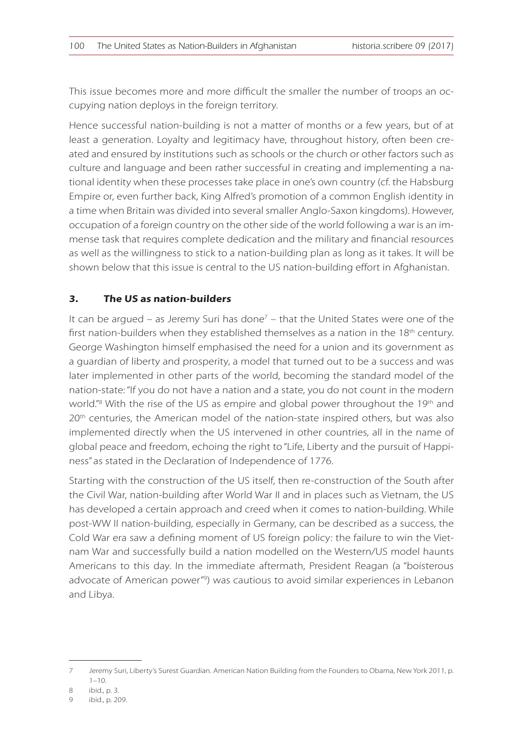This issue becomes more and more difficult the smaller the number of troops an occupying nation deploys in the foreign territory.

Hence successful nation-building is not a matter of months or a few years, but of at least a generation. Loyalty and legitimacy have, throughout history, often been created and ensured by institutions such as schools or the church or other factors such as culture and language and been rather successful in creating and implementing a national identity when these processes take place in one's own country (cf. the Habsburg Empire or, even further back, King Alfred's promotion of a common English identity in a time when Britain was divided into several smaller Anglo-Saxon kingdoms). However, occupation of a foreign country on the other side of the world following a war is an immense task that requires complete dedication and the military and financial resources as well as the willingness to stick to a nation-building plan as long as it takes. It will be shown below that this issue is central to the US nation-building effort in Afghanistan.

### 3. *The US as nation-builders*

It can be argued – as Jeremy Suri has done[7] – that the United States were one of the first nation-builders when they established themselves as a nation in the 18th century. George Washington himself emphasised the need for a union and its government as a guardian of liberty and prosperity, a model that turned out to be a success and was later implemented in other parts of the world, becoming the standard model of the nation-state: "If you do not have a nation and a state, you do not count in the modern world."[8] With the rise of the US as empire and global power throughout the 19th and 20th centuries, the American model of the nation-state inspired others, but was also implemented directly when the US intervened in other countries, all in the name of global peace and freedom, echoing the right to "Life, Liberty and the pursuit of Happiness" as stated in the Declaration of Independence of 1776.

Starting with the construction of the US itself, then re-construction of the South after the Civil War, nation-building after World War II and in places such as Vietnam, the US has developed a certain approach and creed when it comes to nation-building. While post-WW II nation-building, especially in Germany, can be described as a success, the Cold War era saw a defining moment of US foreign policy: the failure to win the Vietnam War and successfully build a nation modelled on the Western/US model haunts Americans to this day. In the immediate aftermath, President Reagan (a "boisterous advocate of American power"[9]) was cautious to avoid similar experiences in Lebanon and Libya.

---

7 Jeremy Suri, Liberty's Surest Guardian. American Nation Building from the Founders to Obama, New York 2011, p. 1–10.

8 ibid., p. 3.

9 ibid., p. 209.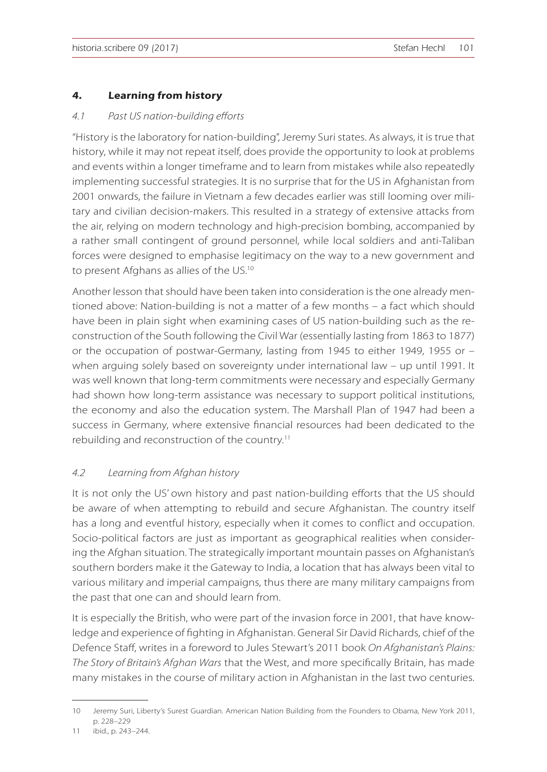## 4. Learning from history

### *4.1 Past US nation-building efforts*

"History is the laboratory for nation-building", Jeremy Suri states. As always, it is true that history, while it may not repeat itself, does provide the opportunity to look at problems and events within a longer timeframe and to learn from mistakes while also repeatedly implementing successful strategies. It is no surprise that for the US in Afghanistan from 2001 onwards, the failure in Vietnam a few decades earlier was still looming over military and civilian decision-makers. This resulted in a strategy of extensive attacks from the air, relying on modern technology and high-precision bombing, accompanied by a rather small contingent of ground personnel, while local soldiers and anti-Taliban forces were designed to emphasise legitimacy on the way to a new government and to present Afghans as allies of the US.[10]

Another lesson that should have been taken into consideration is the one already mentioned above: Nation-building is not a matter of a few months – a fact which should have been in plain sight when examining cases of US nation-building such as the reconstruction of the South following the Civil War (essentially lasting from 1863 to 1877) or the occupation of postwar-Germany, lasting from 1945 to either 1949, 1955 or – when arguing solely based on sovereignty under international law – up until 1991. It was well known that long-term commitments were necessary and especially Germany had shown how long-term assistance was necessary to support political institutions, the economy and also the education system. The Marshall Plan of 1947 had been a success in Germany, where extensive financial resources had been dedicated to the rebuilding and reconstruction of the country.[11]

### *4.2 Learning from Afghan history*

It is not only the US' own history and past nation-building efforts that the US should be aware of when attempting to rebuild and secure Afghanistan. The country itself has a long and eventful history, especially when it comes to conflict and occupation. Socio-political factors are just as important as geographical realities when considering the Afghan situation. The strategically important mountain passes on Afghanistan's southern borders make it the Gateway to India, a location that has always been vital to various military and imperial campaigns, thus there are many military campaigns from the past that one can and should learn from.

It is especially the British, who were part of the invasion force in 2001, that have knowledge and experience of fighting in Afghanistan. General Sir David Richards, chief of the Defence Staff, writes in a foreword to Jules Stewart's 2011 book *On Afghanistan's Plains: The Story of Britain's Afghan Wars* that the West, and more specifically Britain, has made many mistakes in the course of military action in Afghanistan in the last two centuries.

---

10 Jeremy Suri, Liberty's Surest Guardian. American Nation Building from the Founders to Obama, New York 2011, p. 228–229

11 ibid., p. 243–244.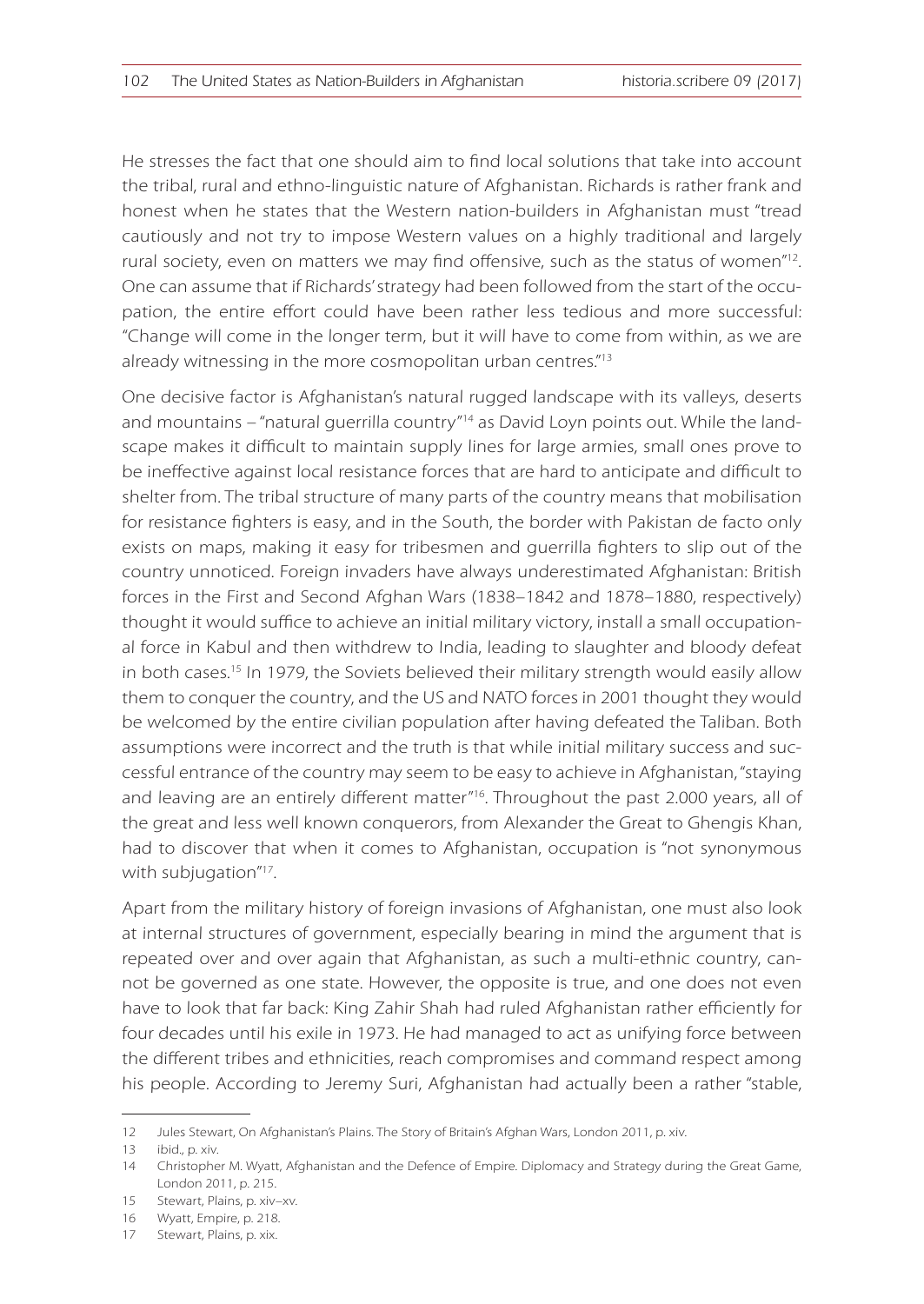He stresses the fact that one should aim to find local solutions that take into account the tribal, rural and ethno-linguistic nature of Afghanistan. Richards is rather frank and honest when he states that the Western nation-builders in Afghanistan must "tread cautiously and not try to impose Western values on a highly traditional and largely rural society, even on matters we may find offensive, such as the status of women"[12]. One can assume that if Richards' strategy had been followed from the start of the occupation, the entire effort could have been rather less tedious and more successful: "Change will come in the longer term, but it will have to come from within, as we are already witnessing in the more cosmopolitan urban centres."[13]

One decisive factor is Afghanistan's natural rugged landscape with its valleys, deserts and mountains – "natural guerrilla country"[14] as David Loyn points out. While the landscape makes it difficult to maintain supply lines for large armies, small ones prove to be ineffective against local resistance forces that are hard to anticipate and difficult to shelter from. The tribal structure of many parts of the country means that mobilisation for resistance fighters is easy, and in the South, the border with Pakistan de facto only exists on maps, making it easy for tribesmen and guerrilla fighters to slip out of the country unnoticed. Foreign invaders have always underestimated Afghanistan: British forces in the First and Second Afghan Wars (1838–1842 and 1878–1880, respectively) thought it would suffice to achieve an initial military victory, install a small occupational force in Kabul and then withdrew to India, leading to slaughter and bloody defeat in both cases.[15] In 1979, the Soviets believed their military strength would easily allow them to conquer the country, and the US and NATO forces in 2001 thought they would be welcomed by the entire civilian population after having defeated the Taliban. Both assumptions were incorrect and the truth is that while initial military success and successful entrance of the country may seem to be easy to achieve in Afghanistan, "staying and leaving are an entirely different matter"[16]. Throughout the past 2.000 years, all of the great and less well known conquerors, from Alexander the Great to Ghengis Khan, had to discover that when it comes to Afghanistan, occupation is "not synonymous with subjugation"[17].

Apart from the military history of foreign invasions of Afghanistan, one must also look at internal structures of government, especially bearing in mind the argument that is repeated over and over again that Afghanistan, as such a multi-ethnic country, cannot be governed as one state. However, the opposite is true, and one does not even have to look that far back: King Zahir Shah had ruled Afghanistan rather efficiently for four decades until his exile in 1973. He had managed to act as unifying force between the different tribes and ethnicities, reach compromises and command respect among his people. According to Jeremy Suri, Afghanistan had actually been a rather "stable,

---

12 Jules Stewart, On Afghanistan's Plains. The Story of Britain's Afghan Wars, London 2011, p. xiv.

13 ibid., p. xiv.

14 Christopher M. Wyatt, Afghanistan and the Defence of Empire. Diplomacy and Strategy during the Great Game, London 2011, p. 215.

15 Stewart, Plains, p. xiv–xv.

16 Wyatt, Empire, p. 218.

17 Stewart, Plains, p. xix.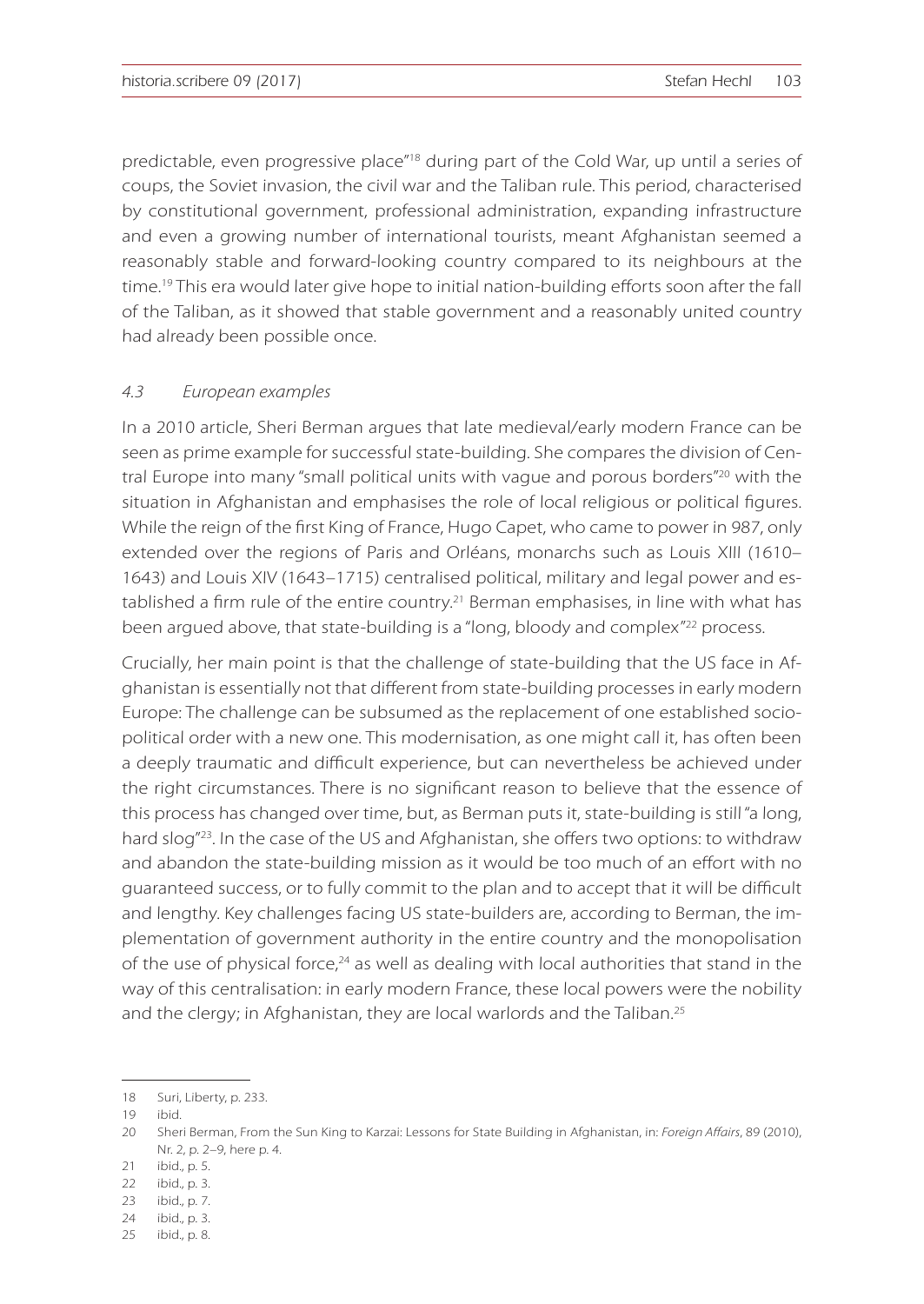predictable, even progressive place"[18] during part of the Cold War, up until a series of coups, the Soviet invasion, the civil war and the Taliban rule. This period, characterised by constitutional government, professional administration, expanding infrastructure and even a growing number of international tourists, meant Afghanistan seemed a reasonably stable and forward-looking country compared to its neighbours at the time.[19] This era would later give hope to initial nation-building efforts soon after the fall of the Taliban, as it showed that stable government and a reasonably united country had already been possible once.

### *4.3 European examples*

In a 2010 article, Sheri Berman argues that late medieval/early modern France can be seen as prime example for successful state-building. She compares the division of Central Europe into many "small political units with vague and porous borders"[20] with the situation in Afghanistan and emphasises the role of local religious or political figures. While the reign of the first King of France, Hugo Capet, who came to power in 987, only extended over the regions of Paris and Orléans, monarchs such as Louis XIII (1610–1643) and Louis XIV (1643–1715) centralised political, military and legal power and established a firm rule of the entire country.[21] Berman emphasises, in line with what has been argued above, that state-building is a "long, bloody and complex"[22] process.

Crucially, her main point is that the challenge of state-building that the US face in Afghanistan is essentially not that different from state-building processes in early modern Europe: The challenge can be subsumed as the replacement of one established socio-political order with a new one. This modernisation, as one might call it, has often been a deeply traumatic and difficult experience, but can nevertheless be achieved under the right circumstances. There is no significant reason to believe that the essence of this process has changed over time, but, as Berman puts it, state-building is still "a long, hard slog"[23]. In the case of the US and Afghanistan, she offers two options: to withdraw and abandon the state-building mission as it would be too much of an effort with no guaranteed success, or to fully commit to the plan and to accept that it will be difficult and lengthy. Key challenges facing US state-builders are, according to Berman, the implementation of government authority in the entire country and the monopolisation of the use of physical force,[24] as well as dealing with local authorities that stand in the way of this centralisation: in early modern France, these local powers were the nobility and the clergy; in Afghanistan, they are local warlords and the Taliban.[25]

---

18 Suri, Liberty, p. 233.

19 ibid.

20 Sheri Berman, From the Sun King to Karzai: Lessons for State Building in Afghanistan, in: *Foreign Affairs*, 89 (2010), Nr. 2, p. 2–9, here p. 4.

21 ibid., p. 5.

22 ibid., p. 3.

23 ibid., p. 7.

24 ibid., p. 3.

25 ibid., p. 8.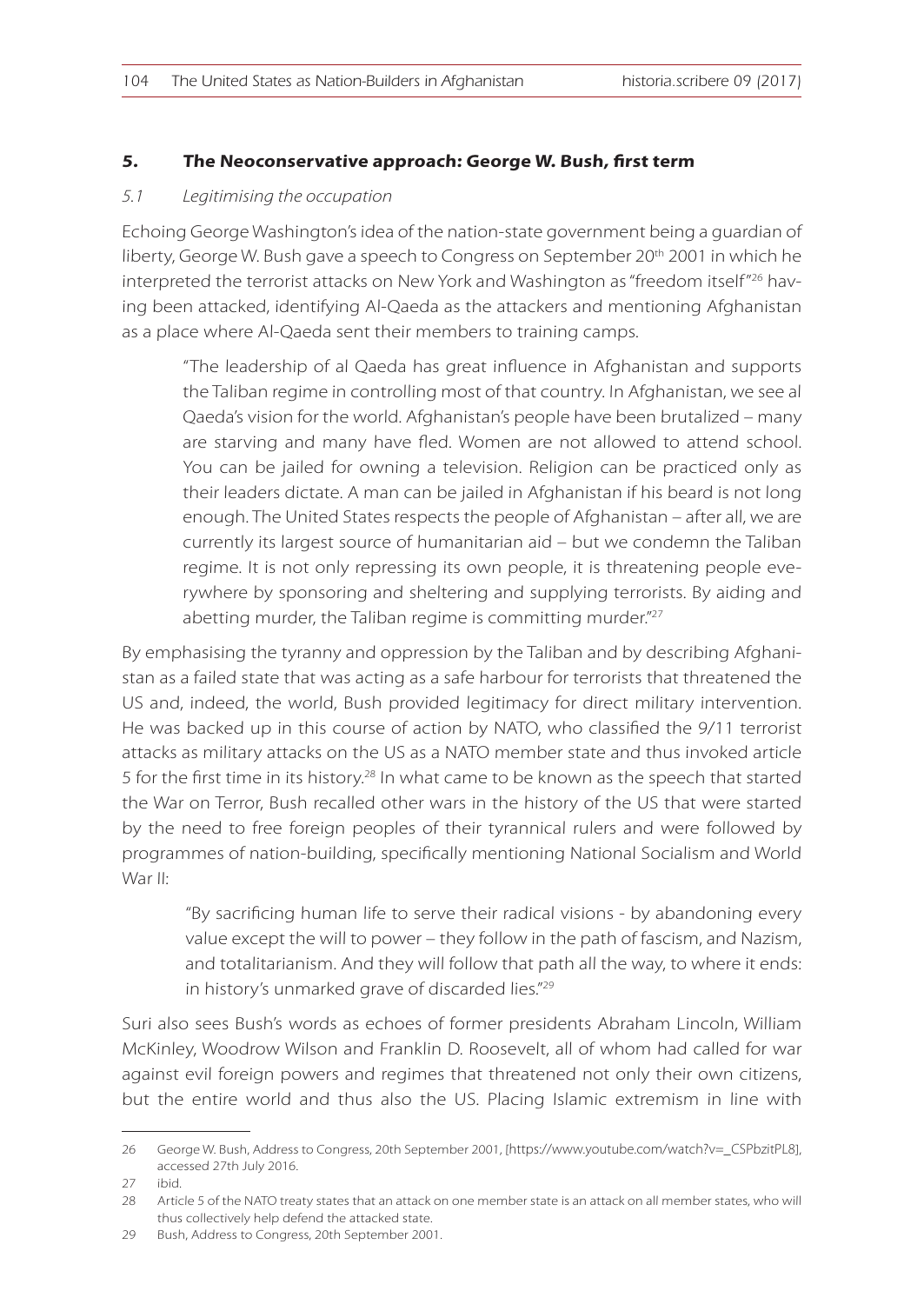## 5. The Neoconservative approach: George W. Bush, first term

### 5.1 Legitimising the occupation

Echoing George Washington's idea of the nation-state government being a guardian of liberty, George W. Bush gave a speech to Congress on September 20th 2001 in which he interpreted the terrorist attacks on New York and Washington as "freedom itself"[26] having been attacked, identifying Al-Qaeda as the attackers and mentioning Afghanistan as a place where Al-Qaeda sent their members to training camps.

> "The leadership of al Qaeda has great influence in Afghanistan and supports the Taliban regime in controlling most of that country. In Afghanistan, we see al Qaeda's vision for the world. Afghanistan's people have been brutalized – many are starving and many have fled. Women are not allowed to attend school. You can be jailed for owning a television. Religion can be practiced only as their leaders dictate. A man can be jailed in Afghanistan if his beard is not long enough. The United States respects the people of Afghanistan – after all, we are currently its largest source of humanitarian aid – but we condemn the Taliban regime. It is not only repressing its own people, it is threatening people everywhere by sponsoring and sheltering and supplying terrorists. By aiding and abetting murder, the Taliban regime is committing murder."[27]

By emphasising the tyranny and oppression by the Taliban and by describing Afghanistan as a failed state that was acting as a safe harbour for terrorists that threatened the US and, indeed, the world, Bush provided legitimacy for direct military intervention. He was backed up in this course of action by NATO, who classified the 9/11 terrorist attacks as military attacks on the US as a NATO member state and thus invoked article 5 for the first time in its history.[28] In what came to be known as the speech that started the War on Terror, Bush recalled other wars in the history of the US that were started by the need to free foreign peoples of their tyrannical rulers and were followed by programmes of nation-building, specifically mentioning National Socialism and World War II:

> "By sacrificing human life to serve their radical visions - by abandoning every value except the will to power – they follow in the path of fascism, and Nazism, and totalitarianism. And they will follow that path all the way, to where it ends: in history's unmarked grave of discarded lies."[29]

Suri also sees Bush's words as echoes of former presidents Abraham Lincoln, William McKinley, Woodrow Wilson and Franklin D. Roosevelt, all of whom had called for war against evil foreign powers and regimes that threatened not only their own citizens, but the entire world and thus also the US. Placing Islamic extremism in line with

---

26 George W. Bush, Address to Congress, 20th September 2001, [https://www.youtube.com/watch?v=_CSPbzitPL8], accessed 27th July 2016.

27 ibid.

28 Article 5 of the NATO treaty states that an attack on one member state is an attack on all member states, who will thus collectively help defend the attacked state.

29 Bush, Address to Congress, 20th September 2001.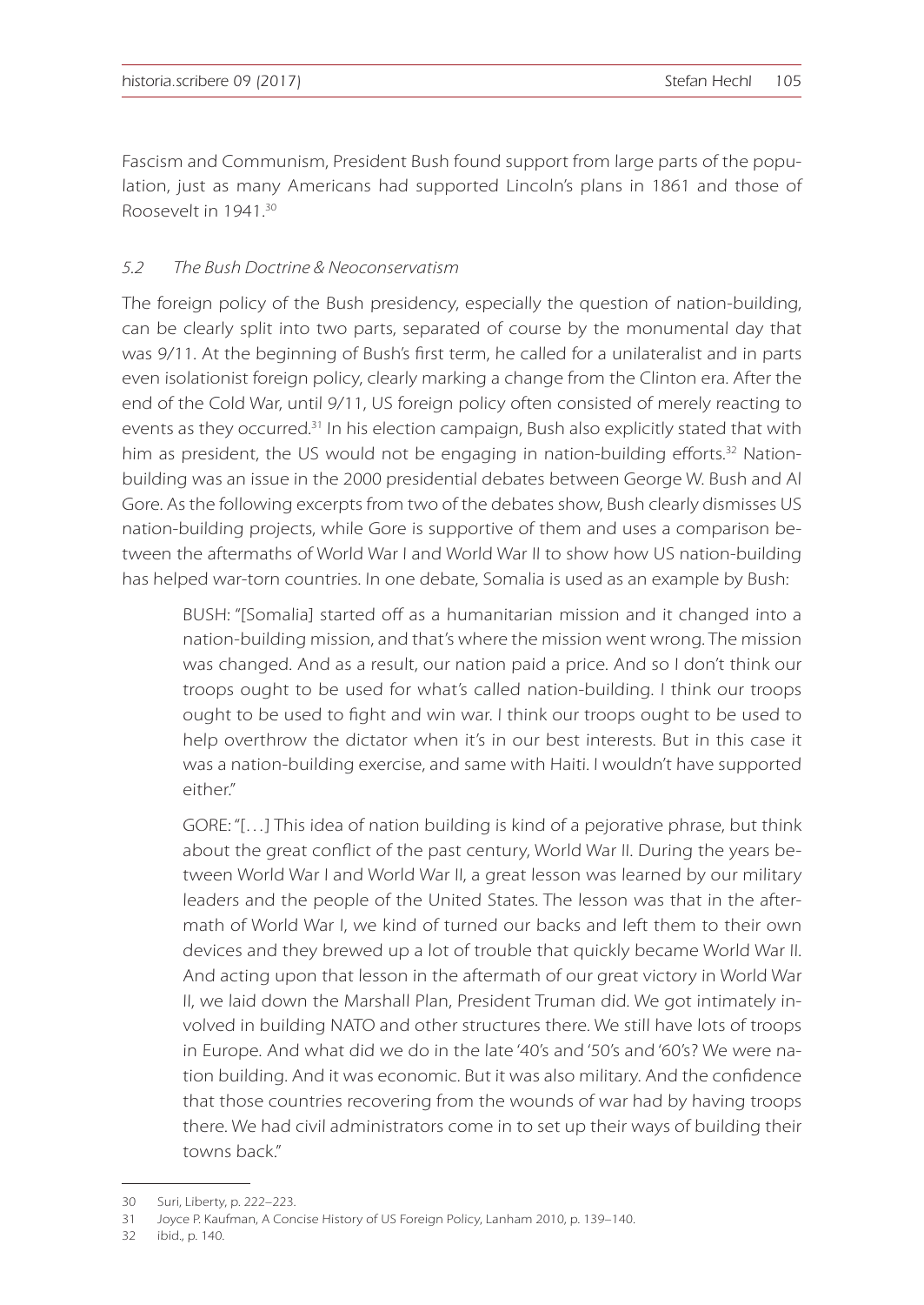Fascism and Communism, President Bush found support from large parts of the population, just as many Americans had supported Lincoln's plans in 1861 and those of Roosevelt in 1941.[30]

### *5.2 The Bush Doctrine & Neoconservatism*

The foreign policy of the Bush presidency, especially the question of nation-building, can be clearly split into two parts, separated of course by the monumental day that was 9/11. At the beginning of Bush's first term, he called for a unilateralist and in parts even isolationist foreign policy, clearly marking a change from the Clinton era. After the end of the Cold War, until 9/11, US foreign policy often consisted of merely reacting to events as they occurred.[31] In his election campaign, Bush also explicitly stated that with him as president, the US would not be engaging in nation-building efforts.[32] Nation-building was an issue in the 2000 presidential debates between George W. Bush and Al Gore. As the following excerpts from two of the debates show, Bush clearly dismisses US nation-building projects, while Gore is supportive of them and uses a comparison between the aftermaths of World War I and World War II to show how US nation-building has helped war-torn countries. In one debate, Somalia is used as an example by Bush:

> BUSH: "[Somalia] started off as a humanitarian mission and it changed into a nation-building mission, and that's where the mission went wrong. The mission was changed. And as a result, our nation paid a price. And so I don't think our troops ought to be used for what's called nation-building. I think our troops ought to be used to fight and win war. I think our troops ought to be used to help overthrow the dictator when it's in our best interests. But in this case it was a nation-building exercise, and same with Haiti. I wouldn't have supported either."
>
> GORE: "[…] This idea of nation building is kind of a pejorative phrase, but think about the great conflict of the past century, World War II. During the years between World War I and World War II, a great lesson was learned by our military leaders and the people of the United States. The lesson was that in the aftermath of World War I, we kind of turned our backs and left them to their own devices and they brewed up a lot of trouble that quickly became World War II. And acting upon that lesson in the aftermath of our great victory in World War II, we laid down the Marshall Plan, President Truman did. We got intimately involved in building NATO and other structures there. We still have lots of troops in Europe. And what did we do in the late '40's and '50's and '60's? We were nation building. And it was economic. But it was also military. And the confidence that those countries recovering from the wounds of war had by having troops there. We had civil administrators come in to set up their ways of building their towns back."

---

30 Suri, Liberty, p. 222–223.

31 Joyce P. Kaufman, A Concise History of US Foreign Policy, Lanham 2010, p. 139–140.

32 ibid., p. 140.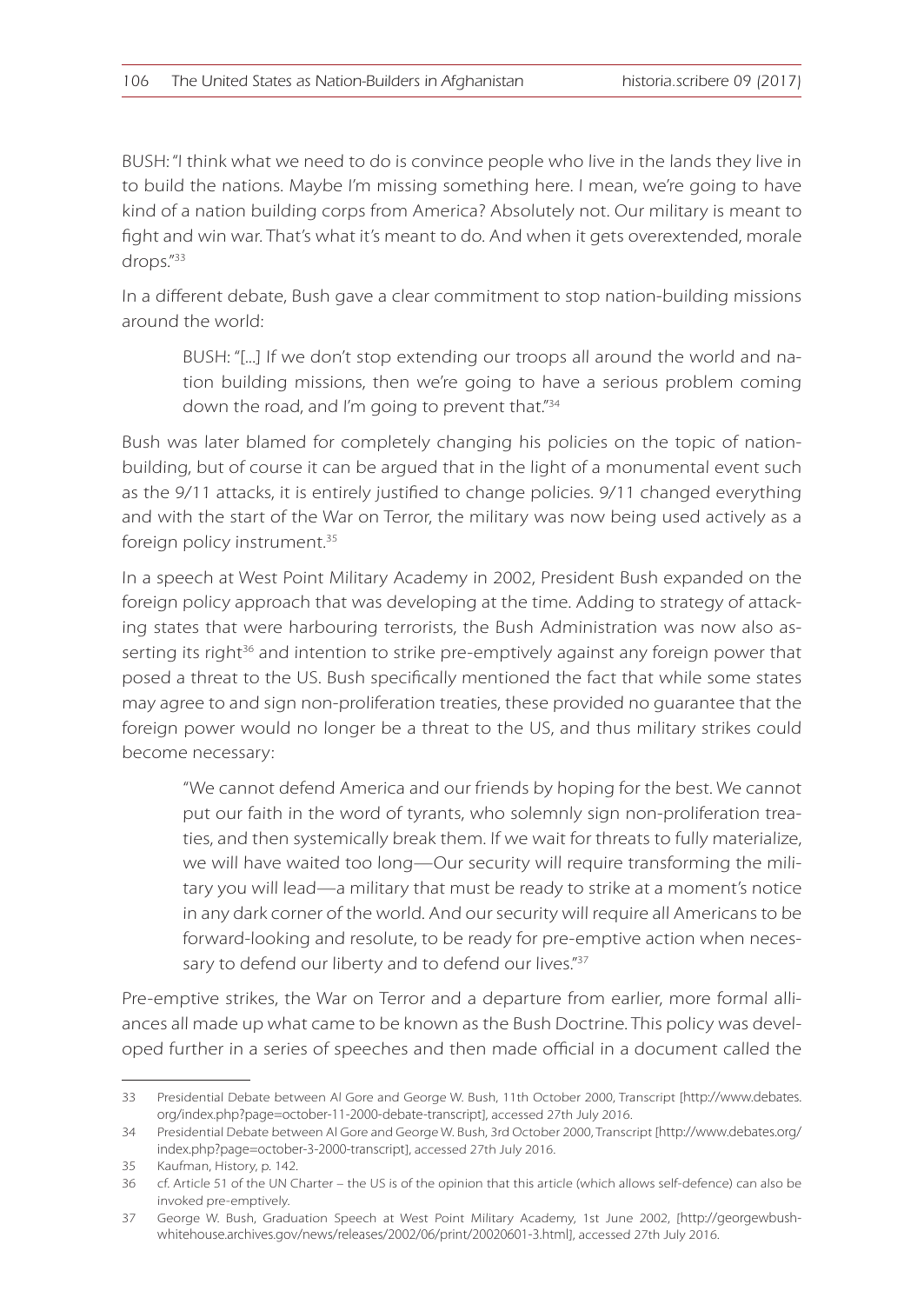BUSH: "I think what we need to do is convince people who live in the lands they live in to build the nations. Maybe I'm missing something here. I mean, we're going to have kind of a nation building corps from America? Absolutely not. Our military is meant to fight and win war. That's what it's meant to do. And when it gets overextended, morale drops."[33]

In a different debate, Bush gave a clear commitment to stop nation-building missions around the world:

> BUSH: "[...] If we don't stop extending our troops all around the world and nation building missions, then we're going to have a serious problem coming down the road, and I'm going to prevent that."[34]

Bush was later blamed for completely changing his policies on the topic of nation-building, but of course it can be argued that in the light of a monumental event such as the 9/11 attacks, it is entirely justified to change policies. 9/11 changed everything and with the start of the War on Terror, the military was now being used actively as a foreign policy instrument.[35]

In a speech at West Point Military Academy in 2002, President Bush expanded on the foreign policy approach that was developing at the time. Adding to strategy of attacking states that were harbouring terrorists, the Bush Administration was now also asserting its right[36] and intention to strike pre-emptively against any foreign power that posed a threat to the US. Bush specifically mentioned the fact that while some states may agree to and sign non-proliferation treaties, these provided no guarantee that the foreign power would no longer be a threat to the US, and thus military strikes could become necessary:

> "We cannot defend America and our friends by hoping for the best. We cannot put our faith in the word of tyrants, who solemnly sign non-proliferation treaties, and then systemically break them. If we wait for threats to fully materialize, we will have waited too long—Our security will require transforming the military you will lead—a military that must be ready to strike at a moment's notice in any dark corner of the world. And our security will require all Americans to be forward-looking and resolute, to be ready for pre-emptive action when necessary to defend our liberty and to defend our lives."[37]

Pre-emptive strikes, the War on Terror and a departure from earlier, more formal alliances all made up what came to be known as the Bush Doctrine. This policy was developed further in a series of speeches and then made official in a document called the

---

33 Presidential Debate between Al Gore and George W. Bush, 11th October 2000, Transcript [http://www.debates.org/index.php?page=october-11-2000-debate-transcript], accessed 27th July 2016.

34 Presidential Debate between Al Gore and George W. Bush, 3rd October 2000, Transcript [http://www.debates.org/index.php?page=october-3-2000-transcript], accessed 27th July 2016.

35 Kaufman, History, p. 142.

36 cf. Article 51 of the UN Charter – the US is of the opinion that this article (which allows self-defence) can also be invoked pre-emptively.

37 George W. Bush, Graduation Speech at West Point Military Academy, 1st June 2002, [http://georgewbush-whitehouse.archives.gov/news/releases/2002/06/print/20020601-3.html], accessed 27th July 2016.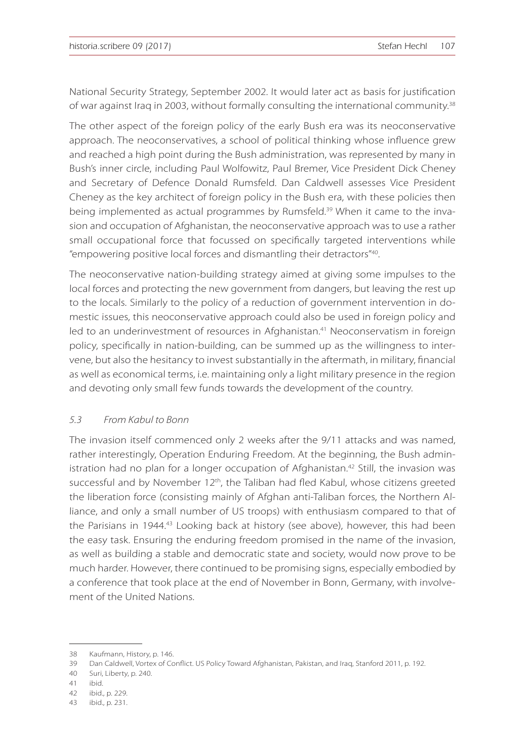National Security Strategy, September 2002. It would later act as basis for justification of war against Iraq in 2003, without formally consulting the international community.[38]

The other aspect of the foreign policy of the early Bush era was its neoconservative approach. The neoconservatives, a school of political thinking whose influence grew and reached a high point during the Bush administration, was represented by many in Bush's inner circle, including Paul Wolfowitz, Paul Bremer, Vice President Dick Cheney and Secretary of Defence Donald Rumsfeld. Dan Caldwell assesses Vice President Cheney as the key architect of foreign policy in the Bush era, with these policies then being implemented as actual programmes by Rumsfeld.[39] When it came to the invasion and occupation of Afghanistan, the neoconservative approach was to use a rather small occupational force that focussed on specifically targeted interventions while "empowering positive local forces and dismantling their detractors"[40].

The neoconservative nation-building strategy aimed at giving some impulses to the local forces and protecting the new government from dangers, but leaving the rest up to the locals. Similarly to the policy of a reduction of government intervention in domestic issues, this neoconservative approach could also be used in foreign policy and led to an underinvestment of resources in Afghanistan.[41] Neoconservatism in foreign policy, specifically in nation-building, can be summed up as the willingness to intervene, but also the hesitancy to invest substantially in the aftermath, in military, financial as well as economical terms, i.e. maintaining only a light military presence in the region and devoting only small few funds towards the development of the country.

### *5.3 From Kabul to Bonn*

The invasion itself commenced only 2 weeks after the 9/11 attacks and was named, rather interestingly, Operation Enduring Freedom. At the beginning, the Bush administration had no plan for a longer occupation of Afghanistan.[42] Still, the invasion was successful and by November 12th, the Taliban had fled Kabul, whose citizens greeted the liberation force (consisting mainly of Afghan anti-Taliban forces, the Northern Alliance, and only a small number of US troops) with enthusiasm compared to that of the Parisians in 1944.[43] Looking back at history (see above), however, this had been the easy task. Ensuring the enduring freedom promised in the name of the invasion, as well as building a stable and democratic state and society, would now prove to be much harder. However, there continued to be promising signs, especially embodied by a conference that took place at the end of November in Bonn, Germany, with involvement of the United Nations.

---

38 Kaufmann, History, p. 146.

39 Dan Caldwell, Vortex of Conflict. US Policy Toward Afghanistan, Pakistan, and Iraq, Stanford 2011, p. 192.

40 Suri, Liberty, p. 240.

41 ibid.

42 ibid., p. 229.

43 ibid., p. 231.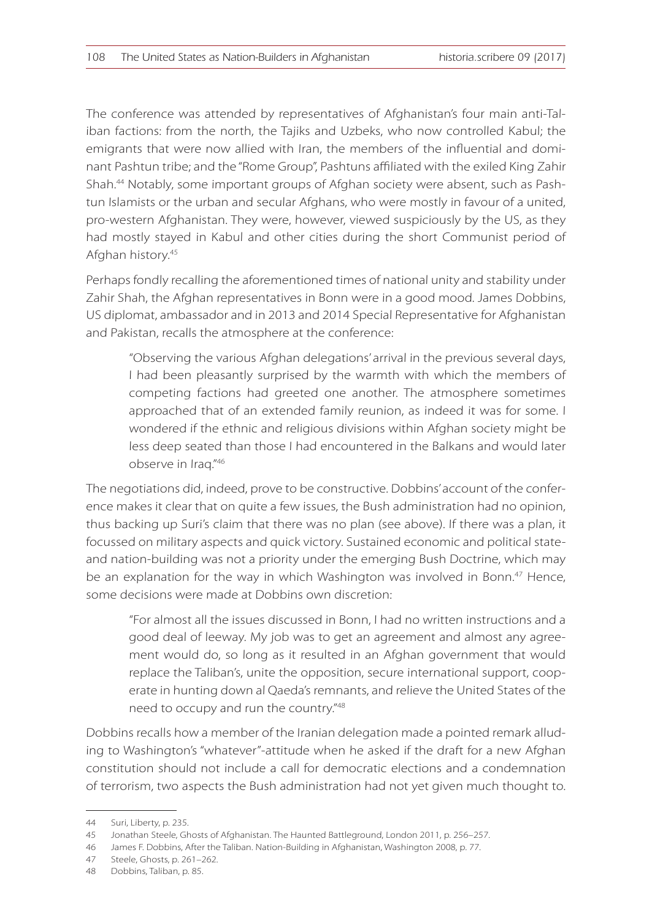The conference was attended by representatives of Afghanistan's four main anti-Taliban factions: from the north, the Tajiks and Uzbeks, who now controlled Kabul; the emigrants that were now allied with Iran, the members of the influential and dominant Pashtun tribe; and the "Rome Group", Pashtuns affiliated with the exiled King Zahir Shah.[44] Notably, some important groups of Afghan society were absent, such as Pashtun Islamists or the urban and secular Afghans, who were mostly in favour of a united, pro-western Afghanistan. They were, however, viewed suspiciously by the US, as they had mostly stayed in Kabul and other cities during the short Communist period of Afghan history.[45]

Perhaps fondly recalling the aforementioned times of national unity and stability under Zahir Shah, the Afghan representatives in Bonn were in a good mood. James Dobbins, US diplomat, ambassador and in 2013 and 2014 Special Representative for Afghanistan and Pakistan, recalls the atmosphere at the conference:

> "Observing the various Afghan delegations' arrival in the previous several days, I had been pleasantly surprised by the warmth with which the members of competing factions had greeted one another. The atmosphere sometimes approached that of an extended family reunion, as indeed it was for some. I wondered if the ethnic and religious divisions within Afghan society might be less deep seated than those I had encountered in the Balkans and would later observe in Iraq."[46]

The negotiations did, indeed, prove to be constructive. Dobbins' account of the conference makes it clear that on quite a few issues, the Bush administration had no opinion, thus backing up Suri's claim that there was no plan (see above). If there was a plan, it focussed on military aspects and quick victory. Sustained economic and political state- and nation-building was not a priority under the emerging Bush Doctrine, which may be an explanation for the way in which Washington was involved in Bonn.[47] Hence, some decisions were made at Dobbins own discretion:

> "For almost all the issues discussed in Bonn, I had no written instructions and a good deal of leeway. My job was to get an agreement and almost any agreement would do, so long as it resulted in an Afghan government that would replace the Taliban's, unite the opposition, secure international support, cooperate in hunting down al Qaeda's remnants, and relieve the United States of the need to occupy and run the country."[48]

Dobbins recalls how a member of the Iranian delegation made a pointed remark alluding to Washington's "whatever"-attitude when he asked if the draft for a new Afghan constitution should not include a call for democratic elections and a condemnation of terrorism, two aspects the Bush administration had not yet given much thought to.

---

44 Suri, Liberty, p. 235.

45 Jonathan Steele, Ghosts of Afghanistan. The Haunted Battleground, London 2011, p. 256–257.

46 James F. Dobbins, After the Taliban. Nation-Building in Afghanistan, Washington 2008, p. 77.

47 Steele, Ghosts, p. 261–262.

48 Dobbins, Taliban, p. 85.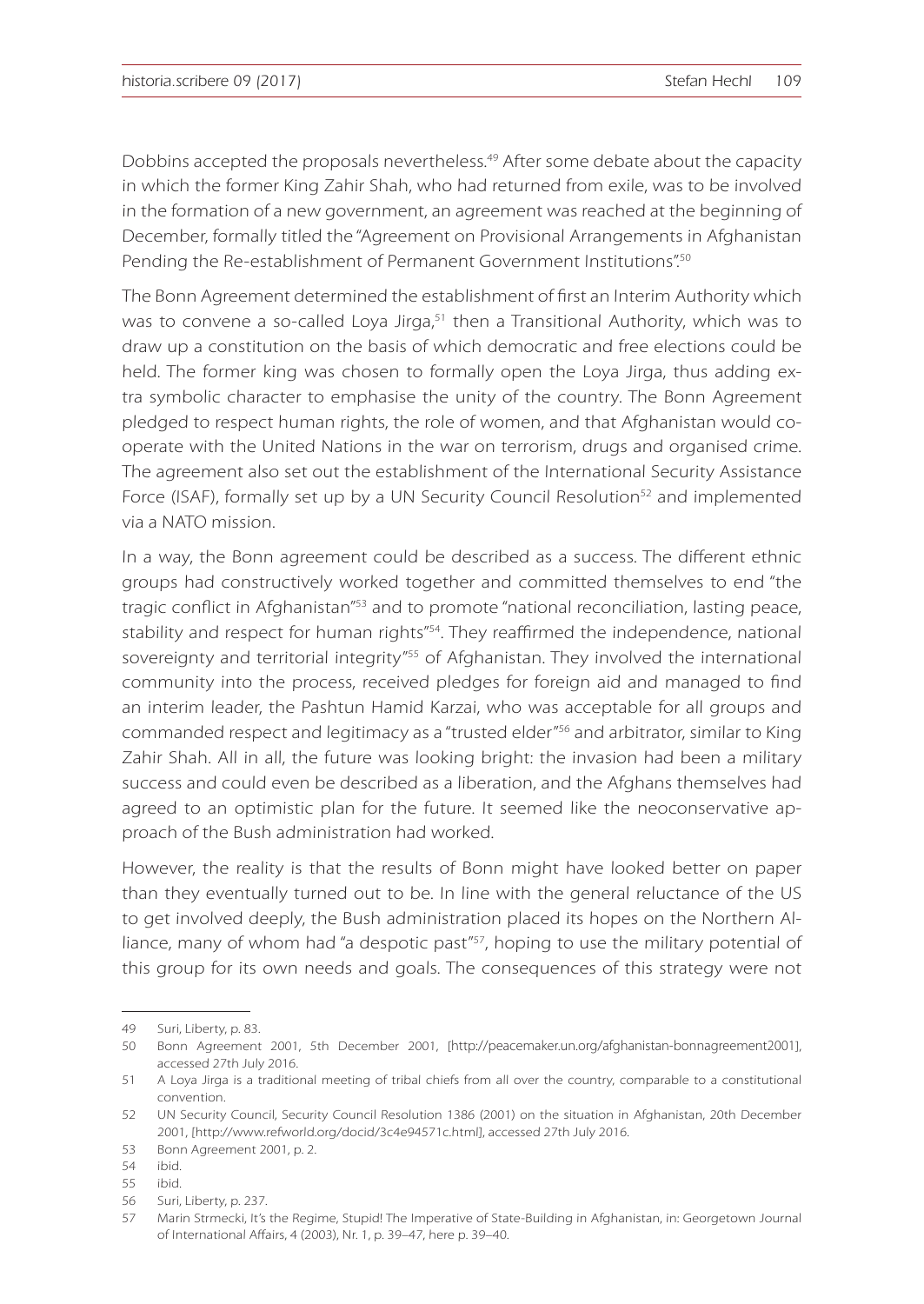Dobbins accepted the proposals nevertheless.[49] After some debate about the capacity in which the former King Zahir Shah, who had returned from exile, was to be involved in the formation of a new government, an agreement was reached at the beginning of December, formally titled the "Agreement on Provisional Arrangements in Afghanistan Pending the Re-establishment of Permanent Government Institutions".[50]

The Bonn Agreement determined the establishment of first an Interim Authority which was to convene a so-called Loya Jirga,[51] then a Transitional Authority, which was to draw up a constitution on the basis of which democratic and free elections could be held. The former king was chosen to formally open the Loya Jirga, thus adding extra symbolic character to emphasise the unity of the country. The Bonn Agreement pledged to respect human rights, the role of women, and that Afghanistan would cooperate with the United Nations in the war on terrorism, drugs and organised crime. The agreement also set out the establishment of the International Security Assistance Force (ISAF), formally set up by a UN Security Council Resolution[52] and implemented via a NATO mission.

In a way, the Bonn agreement could be described as a success. The different ethnic groups had constructively worked together and committed themselves to end "the tragic conflict in Afghanistan"[53] and to promote "national reconciliation, lasting peace, stability and respect for human rights"[54]. They reaffirmed the independence, national sovereignty and territorial integrity"[55] of Afghanistan. They involved the international community into the process, received pledges for foreign aid and managed to find an interim leader, the Pashtun Hamid Karzai, who was acceptable for all groups and commanded respect and legitimacy as a "trusted elder"[56] and arbitrator, similar to King Zahir Shah. All in all, the future was looking bright: the invasion had been a military success and could even be described as a liberation, and the Afghans themselves had agreed to an optimistic plan for the future. It seemed like the neoconservative approach of the Bush administration had worked.

However, the reality is that the results of Bonn might have looked better on paper than they eventually turned out to be. In line with the general reluctance of the US to get involved deeply, the Bush administration placed its hopes on the Northern Alliance, many of whom had "a despotic past"[57], hoping to use the military potential of this group for its own needs and goals. The consequences of this strategy were not

---

49 Suri, Liberty, p. 83.

50 Bonn Agreement 2001, 5th December 2001, [http://peacemaker.un.org/afghanistan-bonnagreement2001], accessed 27th July 2016.

51 A Loya Jirga is a traditional meeting of tribal chiefs from all over the country, comparable to a constitutional convention.

52 UN Security Council, Security Council Resolution 1386 (2001) on the situation in Afghanistan, 20th December 2001, [http://www.refworld.org/docid/3c4e94571c.html], accessed 27th July 2016.

53 Bonn Agreement 2001, p. 2.

54 ibid.

55 ibid.

56 Suri, Liberty, p. 237.

57 Marin Strmecki, It's the Regime, Stupid! The Imperative of State-Building in Afghanistan, in: Georgetown Journal of International Affairs, 4 (2003), Nr. 1, p. 39–47, here p. 39–40.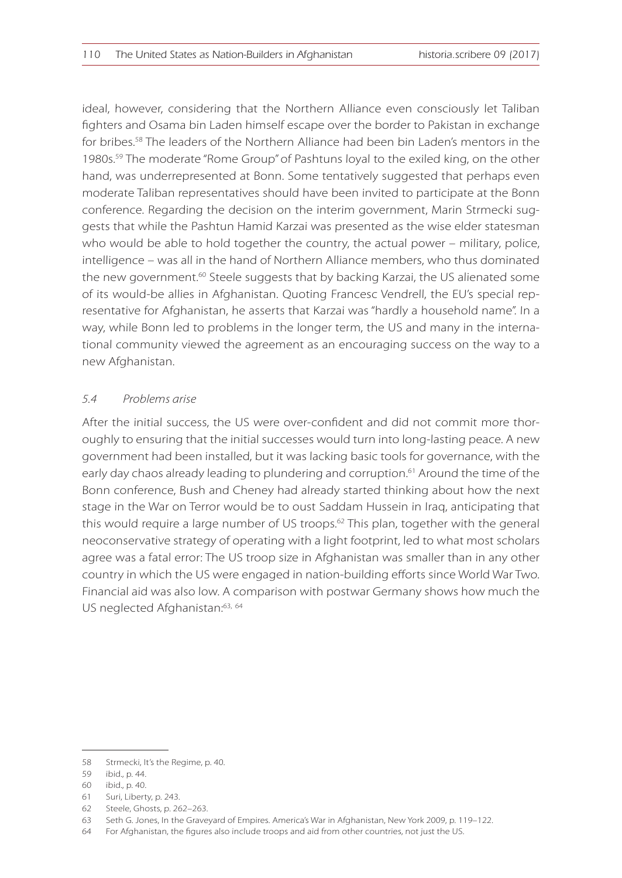ideal, however, considering that the Northern Alliance even consciously let Taliban fighters and Osama bin Laden himself escape over the border to Pakistan in exchange for bribes.[58] The leaders of the Northern Alliance had been bin Laden's mentors in the 1980s.[59] The moderate "Rome Group" of Pashtuns loyal to the exiled king, on the other hand, was underrepresented at Bonn. Some tentatively suggested that perhaps even moderate Taliban representatives should have been invited to participate at the Bonn conference. Regarding the decision on the interim government, Marin Strmecki suggests that while the Pashtun Hamid Karzai was presented as the wise elder statesman who would be able to hold together the country, the actual power – military, police, intelligence – was all in the hand of Northern Alliance members, who thus dominated the new government.[60] Steele suggests that by backing Karzai, the US alienated some of its would-be allies in Afghanistan. Quoting Francesc Vendrell, the EU's special representative for Afghanistan, he asserts that Karzai was "hardly a household name". In a way, while Bonn led to problems in the longer term, the US and many in the international community viewed the agreement as an encouraging success on the way to a new Afghanistan.

### *5.4 Problems arise*

After the initial success, the US were over-confident and did not commit more thoroughly to ensuring that the initial successes would turn into long-lasting peace. A new government had been installed, but it was lacking basic tools for governance, with the early day chaos already leading to plundering and corruption.[61] Around the time of the Bonn conference, Bush and Cheney had already started thinking about how the next stage in the War on Terror would be to oust Saddam Hussein in Iraq, anticipating that this would require a large number of US troops.[62] This plan, together with the general neoconservative strategy of operating with a light footprint, led to what most scholars agree was a fatal error: The US troop size in Afghanistan was smaller than in any other country in which the US were engaged in nation-building efforts since World War Two. Financial aid was also low. A comparison with postwar Germany shows how much the US neglected Afghanistan:[63, 64]

---

58 Strmecki, It's the Regime, p. 40.

59 ibid., p. 44.

60 ibid., p. 40.

61 Suri, Liberty, p. 243.

62 Steele, Ghosts, p. 262–263.

63 Seth G. Jones, In the Graveyard of Empires. America's War in Afghanistan, New York 2009, p. 119–122.

64 For Afghanistan, the figures also include troops and aid from other countries, not just the US.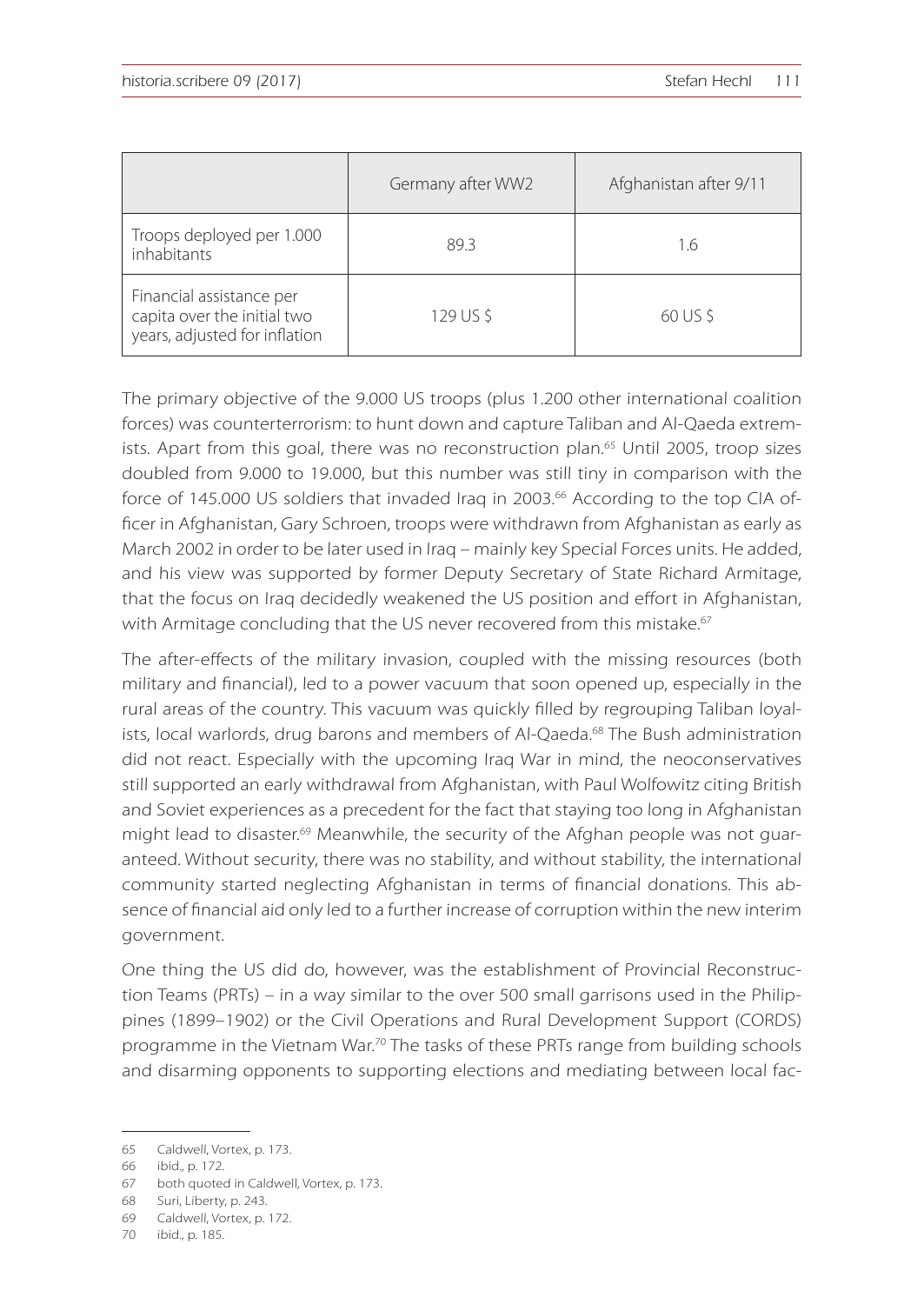| | Germany after WW2 | Afghanistan after 9/11 |
|---|---|---|
| Troops deployed per 1.000 inhabitants | 89.3 | 1.6 |
| Financial assistance per capita over the initial two years, adjusted for inflation | 129 US $ | 60 US $ |

The primary objective of the 9.000 US troops (plus 1.200 other international coalition forces) was counterterrorism: to hunt down and capture Taliban and Al-Qaeda extremists. Apart from this goal, there was no reconstruction plan.[65] Until 2005, troop sizes doubled from 9.000 to 19.000, but this number was still tiny in comparison with the force of 145.000 US soldiers that invaded Iraq in 2003.[66] According to the top CIA officer in Afghanistan, Gary Schroen, troops were withdrawn from Afghanistan as early as March 2002 in order to be later used in Iraq – mainly key Special Forces units. He added, and his view was supported by former Deputy Secretary of State Richard Armitage, that the focus on Iraq decidedly weakened the US position and effort in Afghanistan, with Armitage concluding that the US never recovered from this mistake.[67]

The after-effects of the military invasion, coupled with the missing resources (both military and financial), led to a power vacuum that soon opened up, especially in the rural areas of the country. This vacuum was quickly filled by regrouping Taliban loyalists, local warlords, drug barons and members of Al-Qaeda.[68] The Bush administration did not react. Especially with the upcoming Iraq War in mind, the neoconservatives still supported an early withdrawal from Afghanistan, with Paul Wolfowitz citing British and Soviet experiences as a precedent for the fact that staying too long in Afghanistan might lead to disaster.[69] Meanwhile, the security of the Afghan people was not guaranteed. Without security, there was no stability, and without stability, the international community started neglecting Afghanistan in terms of financial donations. This absence of financial aid only led to a further increase of corruption within the new interim government.

One thing the US did do, however, was the establishment of Provincial Reconstruction Teams (PRTs) – in a way similar to the over 500 small garrisons used in the Philippines (1899–1902) or the Civil Operations and Rural Development Support (CORDS) programme in the Vietnam War.[70] The tasks of these PRTs range from building schools and disarming opponents to supporting elections and mediating between local fac-

65 Caldwell, Vortex, p. 173.

66 ibid., p. 172.

67 both quoted in Caldwell, Vortex, p. 173.

68 Suri, Liberty, p. 243.

69 Caldwell, Vortex, p. 172.

70 ibid., p. 185.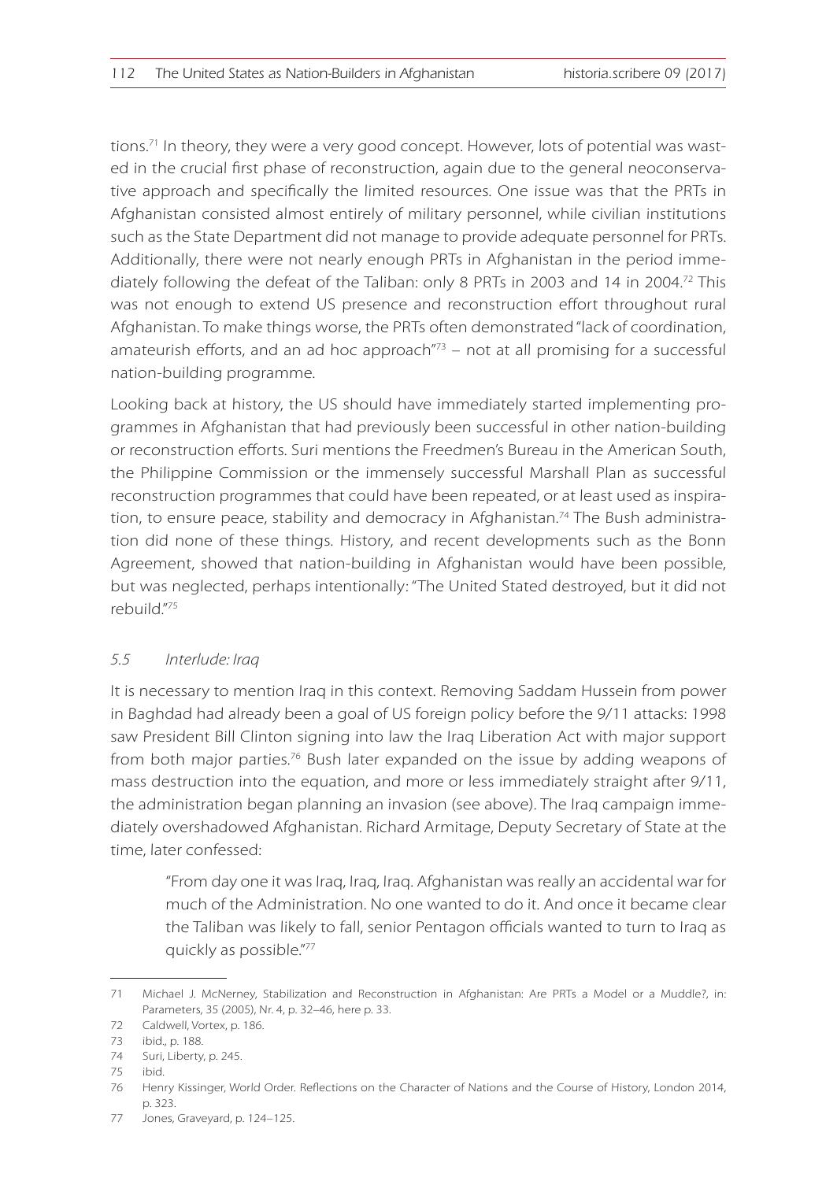tions.[71] In theory, they were a very good concept. However, lots of potential was wasted in the crucial first phase of reconstruction, again due to the general neoconservative approach and specifically the limited resources. One issue was that the PRTs in Afghanistan consisted almost entirely of military personnel, while civilian institutions such as the State Department did not manage to provide adequate personnel for PRTs. Additionally, there were not nearly enough PRTs in Afghanistan in the period immediately following the defeat of the Taliban: only 8 PRTs in 2003 and 14 in 2004.[72] This was not enough to extend US presence and reconstruction effort throughout rural Afghanistan. To make things worse, the PRTs often demonstrated "lack of coordination, amateurish efforts, and an ad hoc approach"[73] – not at all promising for a successful nation-building programme.

Looking back at history, the US should have immediately started implementing programmes in Afghanistan that had previously been successful in other nation-building or reconstruction efforts. Suri mentions the Freedmen's Bureau in the American South, the Philippine Commission or the immensely successful Marshall Plan as successful reconstruction programmes that could have been repeated, or at least used as inspiration, to ensure peace, stability and democracy in Afghanistan.[74] The Bush administration did none of these things. History, and recent developments such as the Bonn Agreement, showed that nation-building in Afghanistan would have been possible, but was neglected, perhaps intentionally: "The United Stated destroyed, but it did not rebuild."[75]

### *5.5 Interlude: Iraq*

It is necessary to mention Iraq in this context. Removing Saddam Hussein from power in Baghdad had already been a goal of US foreign policy before the 9/11 attacks: 1998 saw President Bill Clinton signing into law the Iraq Liberation Act with major support from both major parties.[76] Bush later expanded on the issue by adding weapons of mass destruction into the equation, and more or less immediately straight after 9/11, the administration began planning an invasion (see above). The Iraq campaign immediately overshadowed Afghanistan. Richard Armitage, Deputy Secretary of State at the time, later confessed:

> "From day one it was Iraq, Iraq, Iraq. Afghanistan was really an accidental war for much of the Administration. No one wanted to do it. And once it became clear the Taliban was likely to fall, senior Pentagon officials wanted to turn to Iraq as quickly as possible."[77]

---

71 Michael J. McNerney, Stabilization and Reconstruction in Afghanistan: Are PRTs a Model or a Muddle?, in: Parameters, 35 (2005), Nr. 4, p. 32–46, here p. 33.

72 Caldwell, Vortex, p. 186.

73 ibid., p. 188.

74 Suri, Liberty, p. 245.

75 ibid.

76 Henry Kissinger, World Order. Reflections on the Character of Nations and the Course of History, London 2014, p. 323.

77 Jones, Graveyard, p. 124–125.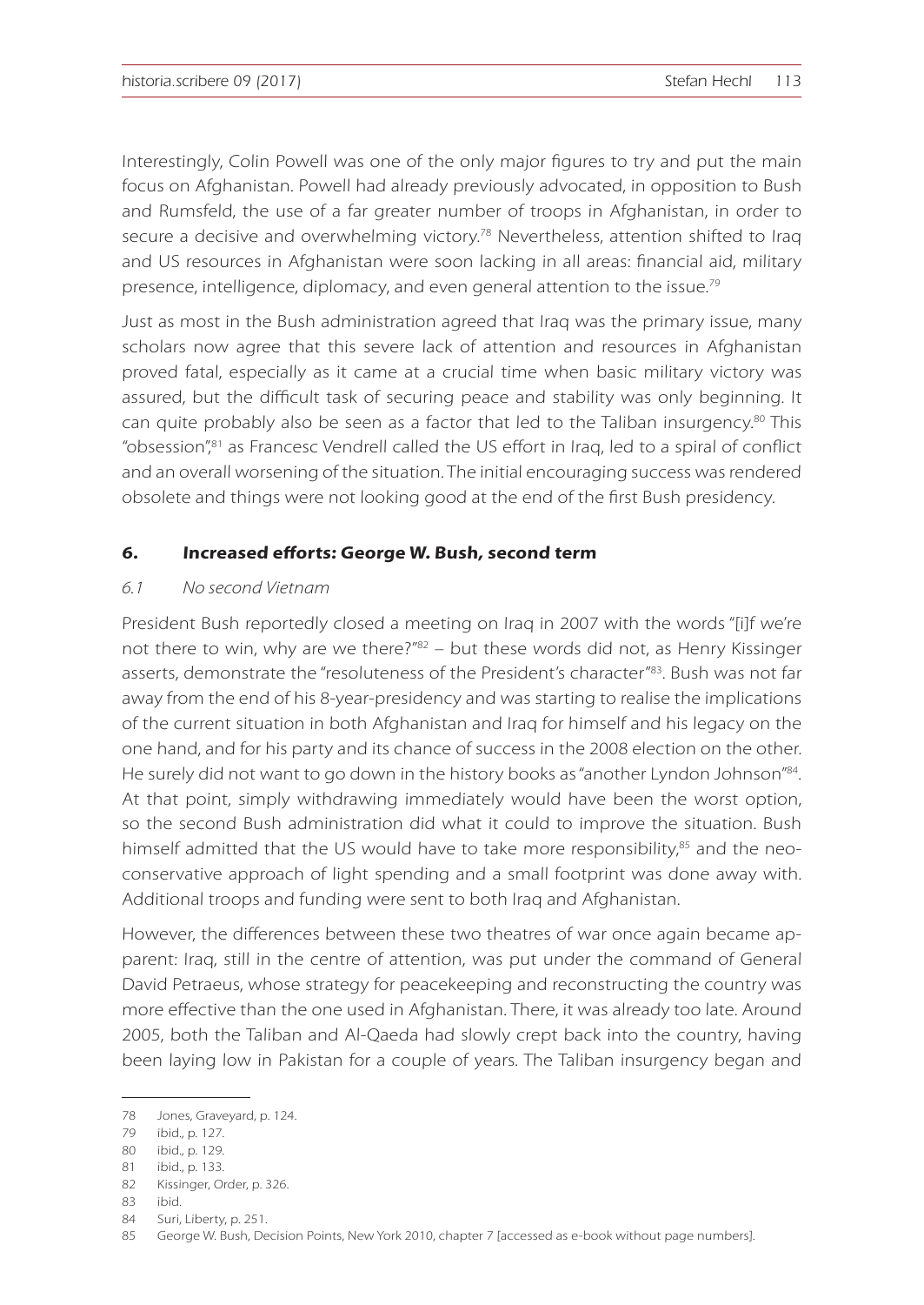Interestingly, Colin Powell was one of the only major figures to try and put the main focus on Afghanistan. Powell had already previously advocated, in opposition to Bush and Rumsfeld, the use of a far greater number of troops in Afghanistan, in order to secure a decisive and overwhelming victory.[78] Nevertheless, attention shifted to Iraq and US resources in Afghanistan were soon lacking in all areas: financial aid, military presence, intelligence, diplomacy, and even general attention to the issue.[79]

Just as most in the Bush administration agreed that Iraq was the primary issue, many scholars now agree that this severe lack of attention and resources in Afghanistan proved fatal, especially as it came at a crucial time when basic military victory was assured, but the difficult task of securing peace and stability was only beginning. It can quite probably also be seen as a factor that led to the Taliban insurgency.[80] This "obsession",[81] as Francesc Vendrell called the US effort in Iraq, led to a spiral of conflict and an overall worsening of the situation. The initial encouraging success was rendered obsolete and things were not looking good at the end of the first Bush presidency.

## 6. *Increased efforts: George W. Bush, second term*

### *6.1 No second Vietnam*

President Bush reportedly closed a meeting on Iraq in 2007 with the words "[i]f we're not there to win, why are we there?"[82] – but these words did not, as Henry Kissinger asserts, demonstrate the "resoluteness of the President's character"[83]. Bush was not far away from the end of his 8-year-presidency and was starting to realise the implications of the current situation in both Afghanistan and Iraq for himself and his legacy on the one hand, and for his party and its chance of success in the 2008 election on the other. He surely did not want to go down in the history books as "another Lyndon Johnson"[84]. At that point, simply withdrawing immediately would have been the worst option, so the second Bush administration did what it could to improve the situation. Bush himself admitted that the US would have to take more responsibility,[85] and the neo-conservative approach of light spending and a small footprint was done away with. Additional troops and funding were sent to both Iraq and Afghanistan.

However, the differences between these two theatres of war once again became apparent: Iraq, still in the centre of attention, was put under the command of General David Petraeus, whose strategy for peacekeeping and reconstructing the country was more effective than the one used in Afghanistan. There, it was already too late. Around 2005, both the Taliban and Al-Qaeda had slowly crept back into the country, having been laying low in Pakistan for a couple of years. The Taliban insurgency began and

---

78 Jones, Graveyard, p. 124.

79 ibid., p. 127.

80 ibid., p. 129.

81 ibid., p. 133.

82 Kissinger, Order, p. 326.

83 ibid.

84 Suri, Liberty, p. 251.

85 George W. Bush, Decision Points, New York 2010, chapter 7 [accessed as e-book without page numbers].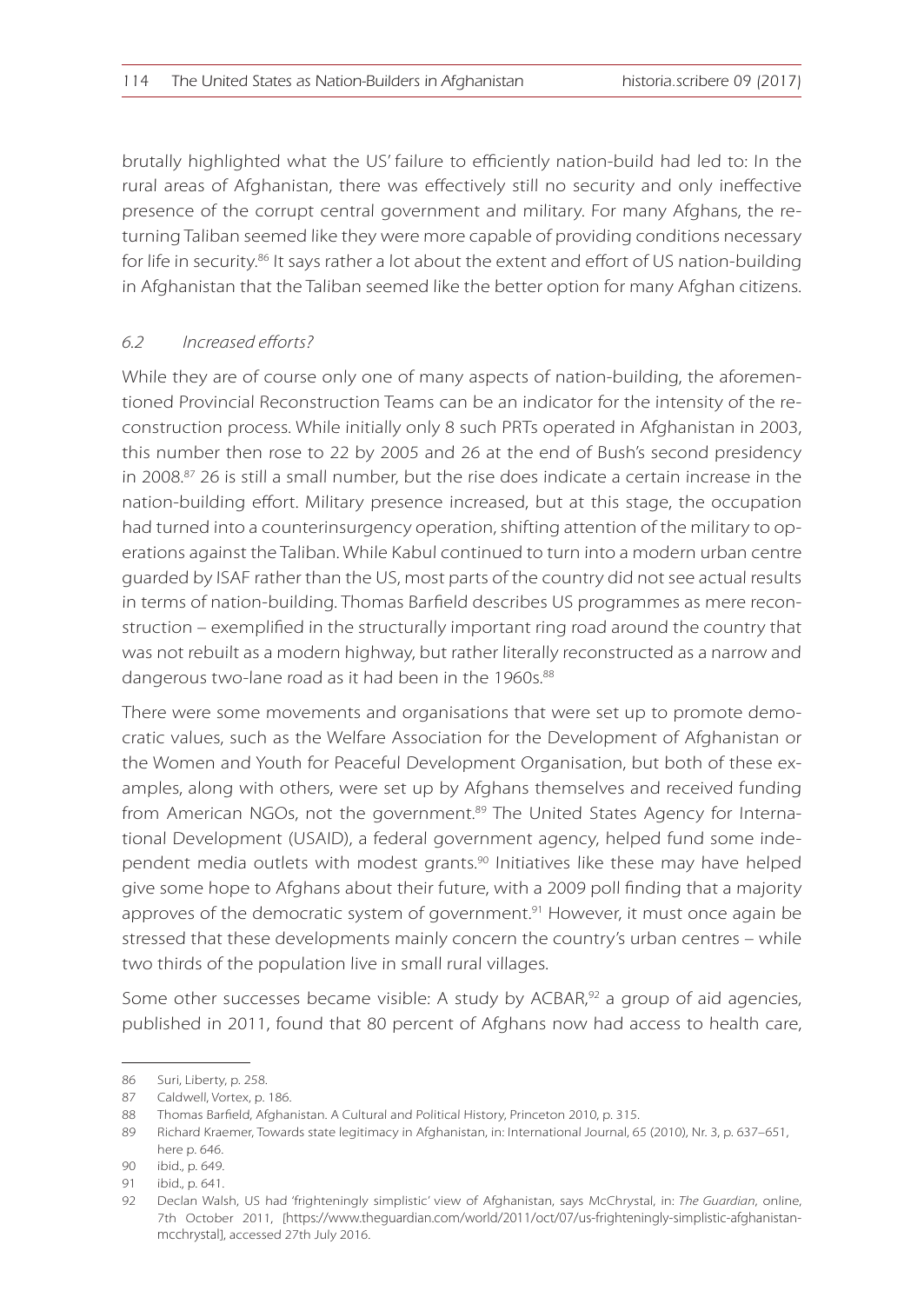brutally highlighted what the US' failure to efficiently nation-build had led to: In the rural areas of Afghanistan, there was effectively still no security and only ineffective presence of the corrupt central government and military. For many Afghans, the returning Taliban seemed like they were more capable of providing conditions necessary for life in security.[86] It says rather a lot about the extent and effort of US nation-building in Afghanistan that the Taliban seemed like the better option for many Afghan citizens.

### *6.2 Increased efforts?*

While they are of course only one of many aspects of nation-building, the aforementioned Provincial Reconstruction Teams can be an indicator for the intensity of the reconstruction process. While initially only 8 such PRTs operated in Afghanistan in 2003, this number then rose to 22 by 2005 and 26 at the end of Bush's second presidency in 2008.[87] 26 is still a small number, but the rise does indicate a certain increase in the nation-building effort. Military presence increased, but at this stage, the occupation had turned into a counterinsurgency operation, shifting attention of the military to operations against the Taliban. While Kabul continued to turn into a modern urban centre guarded by ISAF rather than the US, most parts of the country did not see actual results in terms of nation-building. Thomas Barfield describes US programmes as mere reconstruction – exemplified in the structurally important ring road around the country that was not rebuilt as a modern highway, but rather literally reconstructed as a narrow and dangerous two-lane road as it had been in the 1960s.[88]

There were some movements and organisations that were set up to promote democratic values, such as the Welfare Association for the Development of Afghanistan or the Women and Youth for Peaceful Development Organisation, but both of these examples, along with others, were set up by Afghans themselves and received funding from American NGOs, not the government.[89] The United States Agency for International Development (USAID), a federal government agency, helped fund some independent media outlets with modest grants.[90] Initiatives like these may have helped give some hope to Afghans about their future, with a 2009 poll finding that a majority approves of the democratic system of government.[91] However, it must once again be stressed that these developments mainly concern the country's urban centres – while two thirds of the population live in small rural villages.

Some other successes became visible: A study by ACBAR,[92] a group of aid agencies, published in 2011, found that 80 percent of Afghans now had access to health care,

---

86 Suri, Liberty, p. 258.

87 Caldwell, Vortex, p. 186.

88 Thomas Barfield, Afghanistan. A Cultural and Political History, Princeton 2010, p. 315.

89 Richard Kraemer, Towards state legitimacy in Afghanistan, in: International Journal, 65 (2010), Nr. 3, p. 637–651, here p. 646.

90 ibid., p. 649.

91 ibid., p. 641.

92 Declan Walsh, US had 'frighteningly simplistic' view of Afghanistan, says McChrystal, in: *The Guardian*, online, 7th October 2011, [https://www.theguardian.com/world/2011/oct/07/us-frighteningly-simplistic-afghanistan-mcchrystal], accessed 27th July 2016.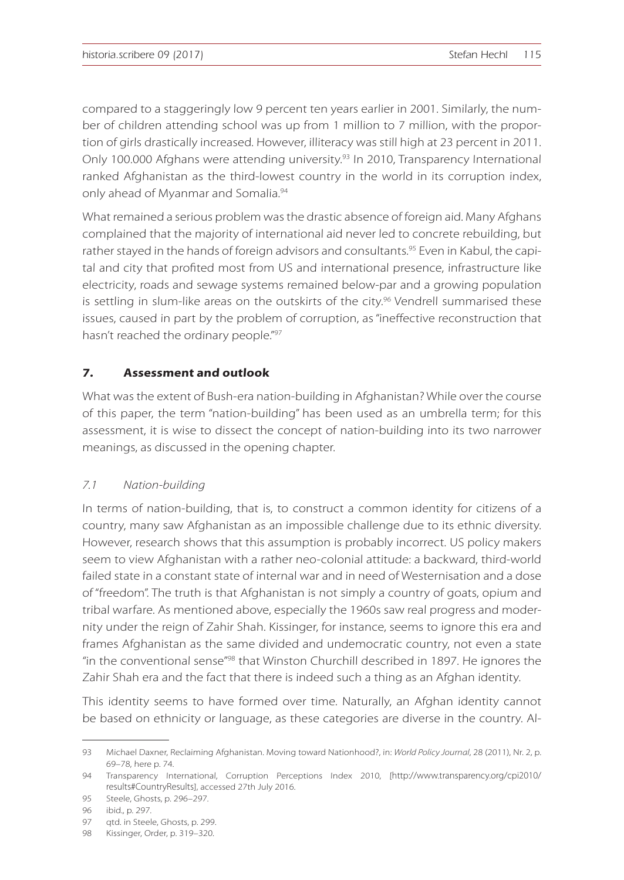compared to a staggeringly low 9 percent ten years earlier in 2001. Similarly, the number of children attending school was up from 1 million to 7 million, with the proportion of girls drastically increased. However, illiteracy was still high at 23 percent in 2011. Only 100.000 Afghans were attending university.[93] In 2010, Transparency International ranked Afghanistan as the third-lowest country in the world in its corruption index, only ahead of Myanmar and Somalia.[94]

What remained a serious problem was the drastic absence of foreign aid. Many Afghans complained that the majority of international aid never led to concrete rebuilding, but rather stayed in the hands of foreign advisors and consultants.[95] Even in Kabul, the capital and city that profited most from US and international presence, infrastructure like electricity, roads and sewage systems remained below-par and a growing population is settling in slum-like areas on the outskirts of the city.[96] Vendrell summarised these issues, caused in part by the problem of corruption, as "ineffective reconstruction that hasn't reached the ordinary people."[97]

## 7. Assessment and outlook

What was the extent of Bush-era nation-building in Afghanistan? While over the course of this paper, the term "nation-building" has been used as an umbrella term; for this assessment, it is wise to dissect the concept of nation-building into its two narrower meanings, as discussed in the opening chapter.

### *7.1 Nation-building*

In terms of nation-building, that is, to construct a common identity for citizens of a country, many saw Afghanistan as an impossible challenge due to its ethnic diversity. However, research shows that this assumption is probably incorrect. US policy makers seem to view Afghanistan with a rather neo-colonial attitude: a backward, third-world failed state in a constant state of internal war and in need of Westernisation and a dose of "freedom". The truth is that Afghanistan is not simply a country of goats, opium and tribal warfare. As mentioned above, especially the 1960s saw real progress and modernity under the reign of Zahir Shah. Kissinger, for instance, seems to ignore this era and frames Afghanistan as the same divided and undemocratic country, not even a state "in the conventional sense"[98] that Winston Churchill described in 1897. He ignores the Zahir Shah era and the fact that there is indeed such a thing as an Afghan identity.

This identity seems to have formed over time. Naturally, an Afghan identity cannot be based on ethnicity or language, as these categories are diverse in the country. Al-

---

93 Michael Daxner, Reclaiming Afghanistan. Moving toward Nationhood?, in: *World Policy Journal*, 28 (2011), Nr. 2, p. 69–78, here p. 74.

94 Transparency International, Corruption Perceptions Index 2010, [http://www.transparency.org/cpi2010/results#CountryResults], accessed 27th July 2016.

95 Steele, Ghosts, p. 296–297.

96 ibid., p. 297.

97 qtd. in Steele, Ghosts, p. 299.

98 Kissinger, Order, p. 319–320.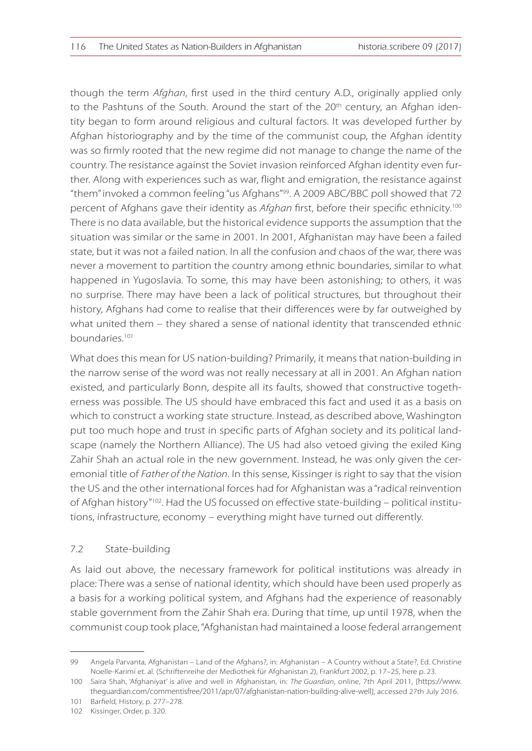though the term *Afghan*, first used in the third century A.D., originally applied only to the Pashtuns of the South. Around the start of the 20th century, an Afghan identity began to form around religious and cultural factors. It was developed further by Afghan historiography and by the time of the communist coup, the Afghan identity was so firmly rooted that the new regime did not manage to change the name of the country. The resistance against the Soviet invasion reinforced Afghan identity even further. Along with experiences such as war, flight and emigration, the resistance against "them" invoked a common feeling "us Afghans"[99]. A 2009 ABC/BBC poll showed that 72 percent of Afghans gave their identity as *Afghan* first, before their specific ethnicity.[100] There is no data available, but the historical evidence supports the assumption that the situation was similar or the same in 2001. In 2001, Afghanistan may have been a failed state, but it was not a failed nation. In all the confusion and chaos of the war, there was never a movement to partition the country among ethnic boundaries, similar to what happened in Yugoslavia. To some, this may have been astonishing; to others, it was no surprise. There may have been a lack of political structures, but throughout their history, Afghans had come to realise that their differences were by far outweighed by what united them – they shared a sense of national identity that transcended ethnic boundaries.[101]

What does this mean for US nation-building? Primarily, it means that nation-building in the narrow sense of the word was not really necessary at all in 2001. An Afghan nation existed, and particularly Bonn, despite all its faults, showed that constructive togetherness was possible. The US should have embraced this fact and used it as a basis on which to construct a working state structure. Instead, as described above, Washington put too much hope and trust in specific parts of Afghan society and its political landscape (namely the Northern Alliance). The US had also vetoed giving the exiled King Zahir Shah an actual role in the new government. Instead, he was only given the ceremonial title of *Father of the Nation*. In this sense, Kissinger is right to say that the vision the US and the other international forces had for Afghanistan was a "radical reinvention of Afghan history"[102]. Had the US focussed on effective state-building – political institutions, infrastructure, economy – everything might have turned out differently.

### 7.2 State-building

As laid out above, the necessary framework for political institutions was already in place: There was a sense of national identity, which should have been used properly as a basis for a working political system, and Afghans had the experience of reasonably stable government from the Zahir Shah era. During that time, up until 1978, when the communist coup took place, "Afghanistan had maintained a loose federal arrangement

---

99 Angela Parvanta, Afghanistan – Land of the Afghans?, in: Afghanistan – A Country without a State?, Ed. Christine Noelle-Karimi et. al. (Schriftenreihe der Mediothek für Afghanistan 2), Frankfurt 2002, p. 17–25, here p. 23.

100 Saira Shah, 'Afghaniyat' is alive and well in Afghanistan, in: *The Guardian*, online, 7th April 2011, [https://www.theguardian.com/commentisfree/2011/apr/07/afghanistan-nation-building-alive-well], accessed 27th July 2016.

101 Barfield, History, p. 277–278.

102 Kissinger, Order, p. 320.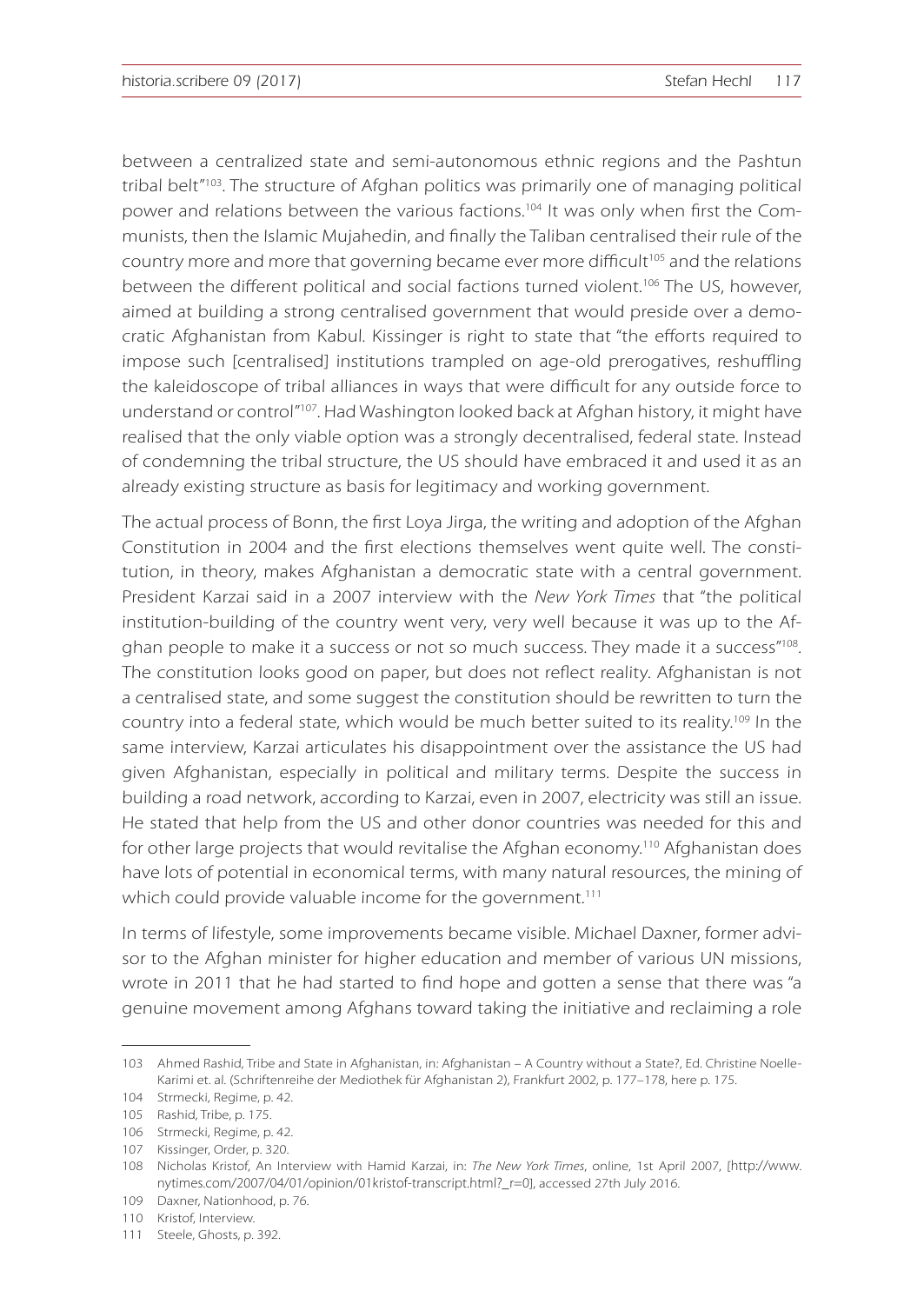between a centralized state and semi-autonomous ethnic regions and the Pashtun tribal belt"[103]. The structure of Afghan politics was primarily one of managing political power and relations between the various factions.[104] It was only when first the Communists, then the Islamic Mujahedin, and finally the Taliban centralised their rule of the country more and more that governing became ever more difficult[105] and the relations between the different political and social factions turned violent.[106] The US, however, aimed at building a strong centralised government that would preside over a democratic Afghanistan from Kabul. Kissinger is right to state that "the efforts required to impose such [centralised] institutions trampled on age-old prerogatives, reshuffling the kaleidoscope of tribal alliances in ways that were difficult for any outside force to understand or control"[107]. Had Washington looked back at Afghan history, it might have realised that the only viable option was a strongly decentralised, federal state. Instead of condemning the tribal structure, the US should have embraced it and used it as an already existing structure as basis for legitimacy and working government.

The actual process of Bonn, the first Loya Jirga, the writing and adoption of the Afghan Constitution in 2004 and the first elections themselves went quite well. The constitution, in theory, makes Afghanistan a democratic state with a central government. President Karzai said in a 2007 interview with the *New York Times* that "the political institution-building of the country went very, very well because it was up to the Afghan people to make it a success or not so much success. They made it a success"[108]. The constitution looks good on paper, but does not reflect reality. Afghanistan is not a centralised state, and some suggest the constitution should be rewritten to turn the country into a federal state, which would be much better suited to its reality.[109] In the same interview, Karzai articulates his disappointment over the assistance the US had given Afghanistan, especially in political and military terms. Despite the success in building a road network, according to Karzai, even in 2007, electricity was still an issue. He stated that help from the US and other donor countries was needed for this and for other large projects that would revitalise the Afghan economy.[110] Afghanistan does have lots of potential in economical terms, with many natural resources, the mining of which could provide valuable income for the government.[111]

In terms of lifestyle, some improvements became visible. Michael Daxner, former advisor to the Afghan minister for higher education and member of various UN missions, wrote in 2011 that he had started to find hope and gotten a sense that there was "a genuine movement among Afghans toward taking the initiative and reclaiming a role

---

103 Ahmed Rashid, Tribe and State in Afghanistan, in: Afghanistan – A Country without a State?, Ed. Christine Noelle-Karimi et. al. (Schriftenreihe der Mediothek für Afghanistan 2), Frankfurt 2002, p. 177–178, here p. 175.

104 Strmecki, Regime, p. 42.

105 Rashid, Tribe, p. 175.

106 Strmecki, Regime, p. 42.

107 Kissinger, Order, p. 320.

108 Nicholas Kristof, An Interview with Hamid Karzai, in: *The New York Times*, online, 1st April 2007, [http://www.nytimes.com/2007/04/01/opinion/01kristof-transcript.html?_r=0], accessed 27th July 2016.

109 Daxner, Nationhood, p. 76.

110 Kristof, Interview.

111 Steele, Ghosts, p. 392.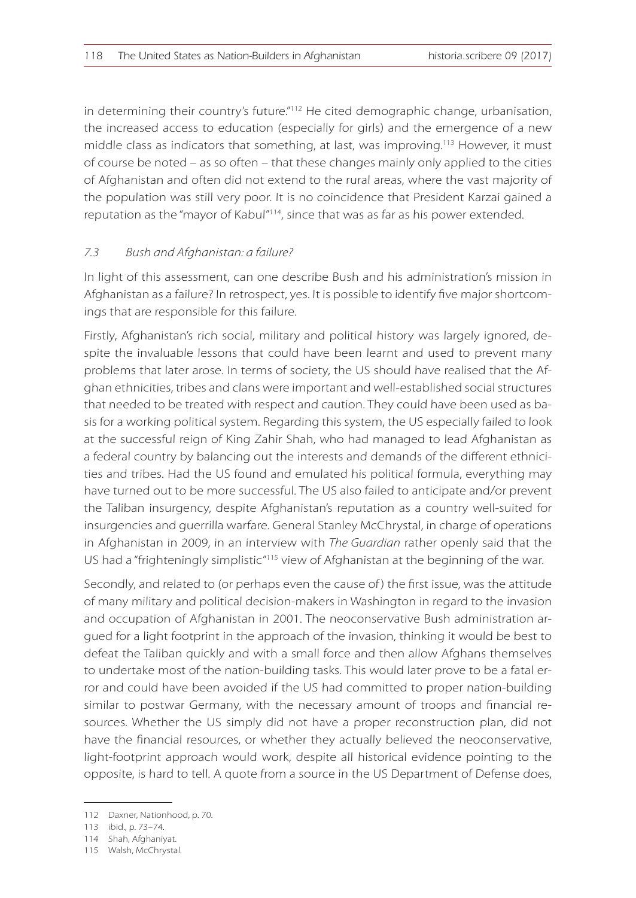in determining their country's future."[112] He cited demographic change, urbanisation, the increased access to education (especially for girls) and the emergence of a new middle class as indicators that something, at last, was improving.[113] However, it must of course be noted – as so often – that these changes mainly only applied to the cities of Afghanistan and often did not extend to the rural areas, where the vast majority of the population was still very poor. It is no coincidence that President Karzai gained a reputation as the "mayor of Kabul"[114], since that was as far as his power extended.

### *7.3 Bush and Afghanistan: a failure?*

In light of this assessment, can one describe Bush and his administration's mission in Afghanistan as a failure? In retrospect, yes. It is possible to identify five major shortcomings that are responsible for this failure.

Firstly, Afghanistan's rich social, military and political history was largely ignored, despite the invaluable lessons that could have been learnt and used to prevent many problems that later arose. In terms of society, the US should have realised that the Afghan ethnicities, tribes and clans were important and well-established social structures that needed to be treated with respect and caution. They could have been used as basis for a working political system. Regarding this system, the US especially failed to look at the successful reign of King Zahir Shah, who had managed to lead Afghanistan as a federal country by balancing out the interests and demands of the different ethnicities and tribes. Had the US found and emulated his political formula, everything may have turned out to be more successful. The US also failed to anticipate and/or prevent the Taliban insurgency, despite Afghanistan's reputation as a country well-suited for insurgencies and guerrilla warfare. General Stanley McChrystal, in charge of operations in Afghanistan in 2009, in an interview with *The Guardian* rather openly said that the US had a "frighteningly simplistic"[115] view of Afghanistan at the beginning of the war.

Secondly, and related to (or perhaps even the cause of) the first issue, was the attitude of many military and political decision-makers in Washington in regard to the invasion and occupation of Afghanistan in 2001. The neoconservative Bush administration argued for a light footprint in the approach of the invasion, thinking it would be best to defeat the Taliban quickly and with a small force and then allow Afghans themselves to undertake most of the nation-building tasks. This would later prove to be a fatal error and could have been avoided if the US had committed to proper nation-building similar to postwar Germany, with the necessary amount of troops and financial resources. Whether the US simply did not have a proper reconstruction plan, did not have the financial resources, or whether they actually believed the neoconservative, light-footprint approach would work, despite all historical evidence pointing to the opposite, is hard to tell. A quote from a source in the US Department of Defense does,

---

112 Daxner, Nationhood, p. 70.

113 ibid., p. 73–74.

114 Shah, Afghaniyat.

115 Walsh, McChrystal.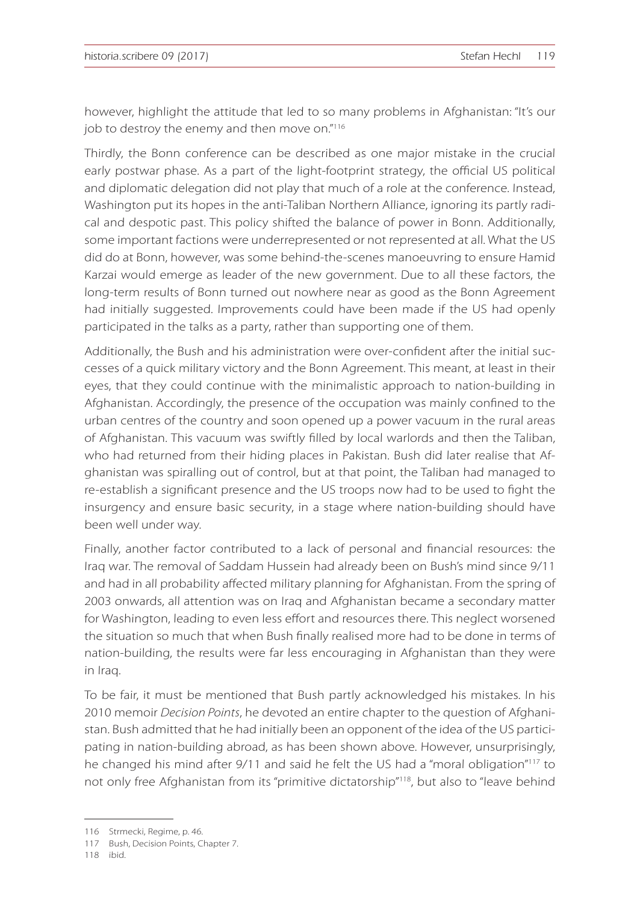however, highlight the attitude that led to so many problems in Afghanistan: "It's our job to destroy the enemy and then move on."[116]

Thirdly, the Bonn conference can be described as one major mistake in the crucial early postwar phase. As a part of the light-footprint strategy, the official US political and diplomatic delegation did not play that much of a role at the conference. Instead, Washington put its hopes in the anti-Taliban Northern Alliance, ignoring its partly radical and despotic past. This policy shifted the balance of power in Bonn. Additionally, some important factions were underrepresented or not represented at all. What the US did do at Bonn, however, was some behind-the-scenes manoeuvring to ensure Hamid Karzai would emerge as leader of the new government. Due to all these factors, the long-term results of Bonn turned out nowhere near as good as the Bonn Agreement had initially suggested. Improvements could have been made if the US had openly participated in the talks as a party, rather than supporting one of them.

Additionally, the Bush and his administration were over-confident after the initial successes of a quick military victory and the Bonn Agreement. This meant, at least in their eyes, that they could continue with the minimalistic approach to nation-building in Afghanistan. Accordingly, the presence of the occupation was mainly confined to the urban centres of the country and soon opened up a power vacuum in the rural areas of Afghanistan. This vacuum was swiftly filled by local warlords and then the Taliban, who had returned from their hiding places in Pakistan. Bush did later realise that Afghanistan was spiralling out of control, but at that point, the Taliban had managed to re-establish a significant presence and the US troops now had to be used to fight the insurgency and ensure basic security, in a stage where nation-building should have been well under way.

Finally, another factor contributed to a lack of personal and financial resources: the Iraq war. The removal of Saddam Hussein had already been on Bush's mind since 9/11 and had in all probability affected military planning for Afghanistan. From the spring of 2003 onwards, all attention was on Iraq and Afghanistan became a secondary matter for Washington, leading to even less effort and resources there. This neglect worsened the situation so much that when Bush finally realised more had to be done in terms of nation-building, the results were far less encouraging in Afghanistan than they were in Iraq.

To be fair, it must be mentioned that Bush partly acknowledged his mistakes. In his 2010 memoir *Decision Points*, he devoted an entire chapter to the question of Afghanistan. Bush admitted that he had initially been an opponent of the idea of the US participating in nation-building abroad, as has been shown above. However, unsurprisingly, he changed his mind after 9/11 and said he felt the US had a "moral obligation"[117] to not only free Afghanistan from its "primitive dictatorship"[118], but also to "leave behind

116 Strmecki, Regime, p. 46.

117 Bush, Decision Points, Chapter 7.

118 ibid.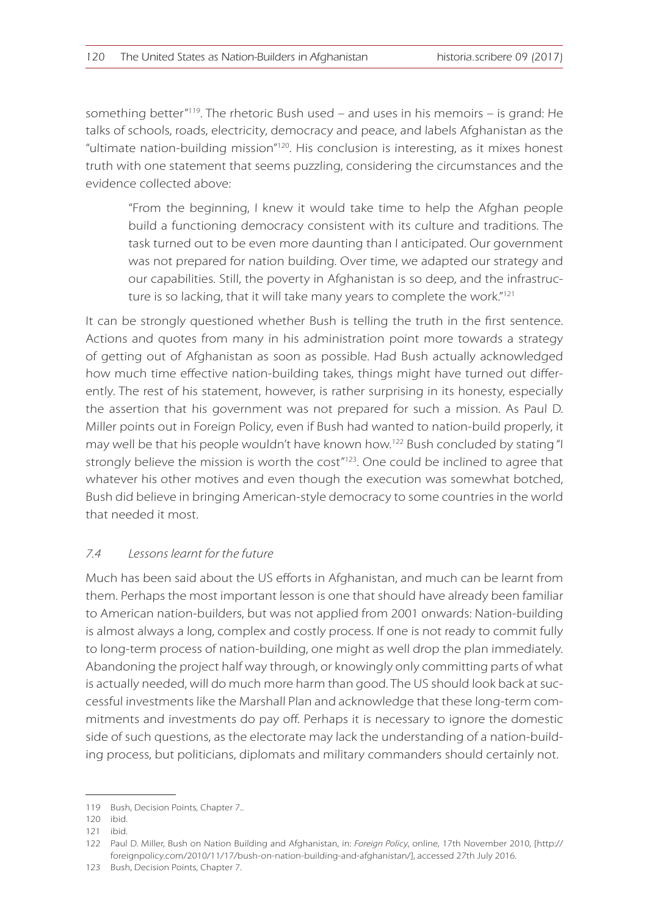something better"[119]. The rhetoric Bush used – and uses in his memoirs – is grand: He talks of schools, roads, electricity, democracy and peace, and labels Afghanistan as the "ultimate nation-building mission"[120]. His conclusion is interesting, as it mixes honest truth with one statement that seems puzzling, considering the circumstances and the evidence collected above:

> "From the beginning, I knew it would take time to help the Afghan people build a functioning democracy consistent with its culture and traditions. The task turned out to be even more daunting than I anticipated. Our government was not prepared for nation building. Over time, we adapted our strategy and our capabilities. Still, the poverty in Afghanistan is so deep, and the infrastructure is so lacking, that it will take many years to complete the work."[121]

It can be strongly questioned whether Bush is telling the truth in the first sentence. Actions and quotes from many in his administration point more towards a strategy of getting out of Afghanistan as soon as possible. Had Bush actually acknowledged how much time effective nation-building takes, things might have turned out differently. The rest of his statement, however, is rather surprising in its honesty, especially the assertion that his government was not prepared for such a mission. As Paul D. Miller points out in Foreign Policy, even if Bush had wanted to nation-build properly, it may well be that his people wouldn't have known how.[122] Bush concluded by stating "I strongly believe the mission is worth the cost"[123]. One could be inclined to agree that whatever his other motives and even though the execution was somewhat botched, Bush did believe in bringing American-style democracy to some countries in the world that needed it most.

### *7.4 Lessons learnt for the future*

Much has been said about the US efforts in Afghanistan, and much can be learnt from them. Perhaps the most important lesson is one that should have already been familiar to American nation-builders, but was not applied from 2001 onwards: Nation-building is almost always a long, complex and costly process. If one is not ready to commit fully to long-term process of nation-building, one might as well drop the plan immediately. Abandoning the project half way through, or knowingly only committing parts of what is actually needed, will do much more harm than good. The US should look back at successful investments like the Marshall Plan and acknowledge that these long-term commitments and investments do pay off. Perhaps it is necessary to ignore the domestic side of such questions, as the electorate may lack the understanding of a nation-building process, but politicians, diplomats and military commanders should certainly not.

---

119 Bush, Decision Points, Chapter 7..

120 ibid.

121 ibid.

122 Paul D. Miller, Bush on Nation Building and Afghanistan, in: *Foreign Policy*, online, 17th November 2010, [http://foreignpolicy.com/2010/11/17/bush-on-nation-building-and-afghanistan/], accessed 27th July 2016.

123 Bush, Decision Points, Chapter 7.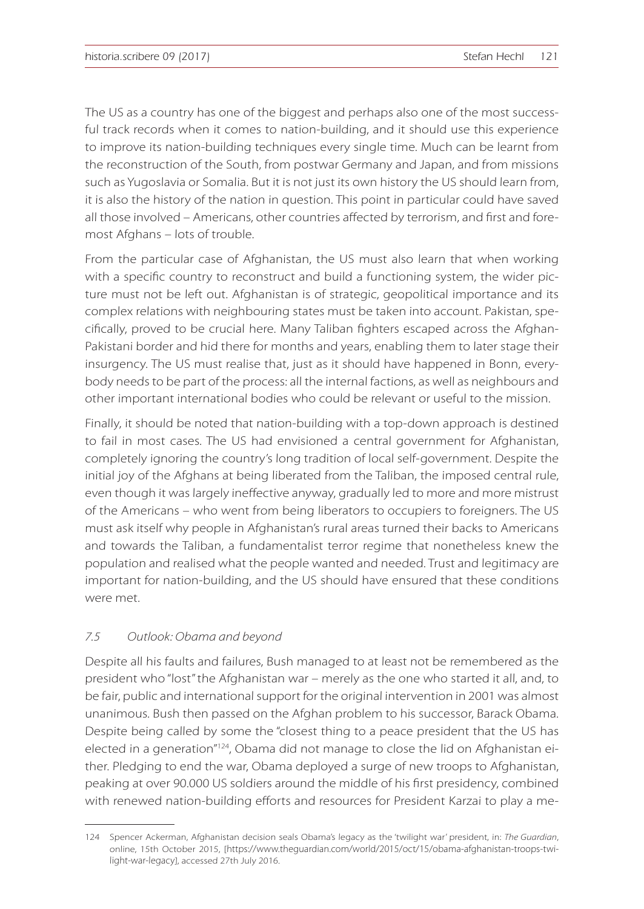The US as a country has one of the biggest and perhaps also one of the most successful track records when it comes to nation-building, and it should use this experience to improve its nation-building techniques every single time. Much can be learnt from the reconstruction of the South, from postwar Germany and Japan, and from missions such as Yugoslavia or Somalia. But it is not just its own history the US should learn from, it is also the history of the nation in question. This point in particular could have saved all those involved – Americans, other countries affected by terrorism, and first and foremost Afghans – lots of trouble.

From the particular case of Afghanistan, the US must also learn that when working with a specific country to reconstruct and build a functioning system, the wider picture must not be left out. Afghanistan is of strategic, geopolitical importance and its complex relations with neighbouring states must be taken into account. Pakistan, specifically, proved to be crucial here. Many Taliban fighters escaped across the Afghan-Pakistani border and hid there for months and years, enabling them to later stage their insurgency. The US must realise that, just as it should have happened in Bonn, everybody needs to be part of the process: all the internal factions, as well as neighbours and other important international bodies who could be relevant or useful to the mission.

Finally, it should be noted that nation-building with a top-down approach is destined to fail in most cases. The US had envisioned a central government for Afghanistan, completely ignoring the country's long tradition of local self-government. Despite the initial joy of the Afghans at being liberated from the Taliban, the imposed central rule, even though it was largely ineffective anyway, gradually led to more and more mistrust of the Americans – who went from being liberators to occupiers to foreigners. The US must ask itself why people in Afghanistan's rural areas turned their backs to Americans and towards the Taliban, a fundamentalist terror regime that nonetheless knew the population and realised what the people wanted and needed. Trust and legitimacy are important for nation-building, and the US should have ensured that these conditions were met.

### *7.5 Outlook: Obama and beyond*

Despite all his faults and failures, Bush managed to at least not be remembered as the president who "lost" the Afghanistan war – merely as the one who started it all, and, to be fair, public and international support for the original intervention in 2001 was almost unanimous. Bush then passed on the Afghan problem to his successor, Barack Obama. Despite being called by some the "closest thing to a peace president that the US has elected in a generation"[124], Obama did not manage to close the lid on Afghanistan either. Pledging to end the war, Obama deployed a surge of new troops to Afghanistan, peaking at over 90.000 US soldiers around the middle of his first presidency, combined with renewed nation-building efforts and resources for President Karzai to play a me-

---

124 Spencer Ackerman, Afghanistan decision seals Obama's legacy as the 'twilight war' president, in: *The Guardian*, online, 15th October 2015, [https://www.theguardian.com/world/2015/oct/15/obama-afghanistan-troops-twilight-war-legacy], accessed 27th July 2016.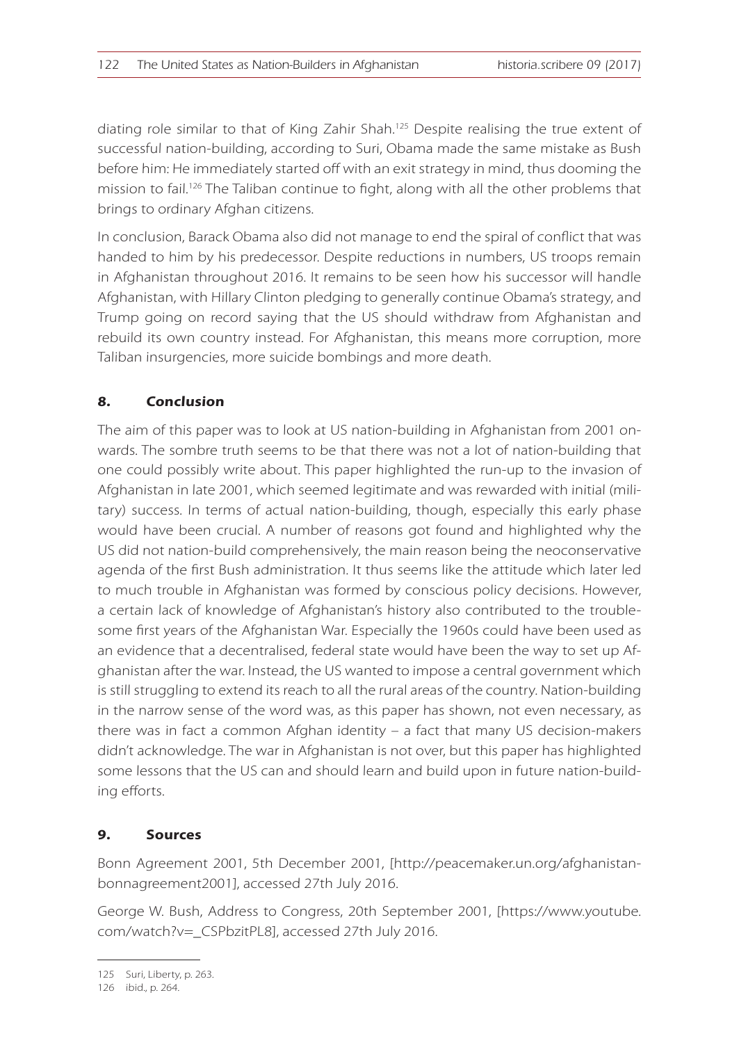diating role similar to that of King Zahir Shah.[125] Despite realising the true extent of successful nation-building, according to Suri, Obama made the same mistake as Bush before him: He immediately started off with an exit strategy in mind, thus dooming the mission to fail.[126] The Taliban continue to fight, along with all the other problems that brings to ordinary Afghan citizens.

In conclusion, Barack Obama also did not manage to end the spiral of conflict that was handed to him by his predecessor. Despite reductions in numbers, US troops remain in Afghanistan throughout 2016. It remains to be seen how his successor will handle Afghanistan, with Hillary Clinton pledging to generally continue Obama's strategy, and Trump going on record saying that the US should withdraw from Afghanistan and rebuild its own country instead. For Afghanistan, this means more corruption, more Taliban insurgencies, more suicide bombings and more death.

## 8. Conclusion

The aim of this paper was to look at US nation-building in Afghanistan from 2001 onwards. The sombre truth seems to be that there was not a lot of nation-building that one could possibly write about. This paper highlighted the run-up to the invasion of Afghanistan in late 2001, which seemed legitimate and was rewarded with initial (military) success. In terms of actual nation-building, though, especially this early phase would have been crucial. A number of reasons got found and highlighted why the US did not nation-build comprehensively, the main reason being the neoconservative agenda of the first Bush administration. It thus seems like the attitude which later led to much trouble in Afghanistan was formed by conscious policy decisions. However, a certain lack of knowledge of Afghanistan's history also contributed to the troublesome first years of the Afghanistan War. Especially the 1960s could have been used as an evidence that a decentralised, federal state would have been the way to set up Afghanistan after the war. Instead, the US wanted to impose a central government which is still struggling to extend its reach to all the rural areas of the country. Nation-building in the narrow sense of the word was, as this paper has shown, not even necessary, as there was in fact a common Afghan identity – a fact that many US decision-makers didn't acknowledge. The war in Afghanistan is not over, but this paper has highlighted some lessons that the US can and should learn and build upon in future nation-building efforts.

## 9. Sources

Bonn Agreement 2001, 5th December 2001, [http://peacemaker.un.org/afghanistan-bonnagreement2001], accessed 27th July 2016.

George W. Bush, Address to Congress, 20th September 2001, [https://www.youtube.com/watch?v=_CSPbzitPL8], accessed 27th July 2016.

---

125 Suri, Liberty, p. 263.

126 ibid., p. 264.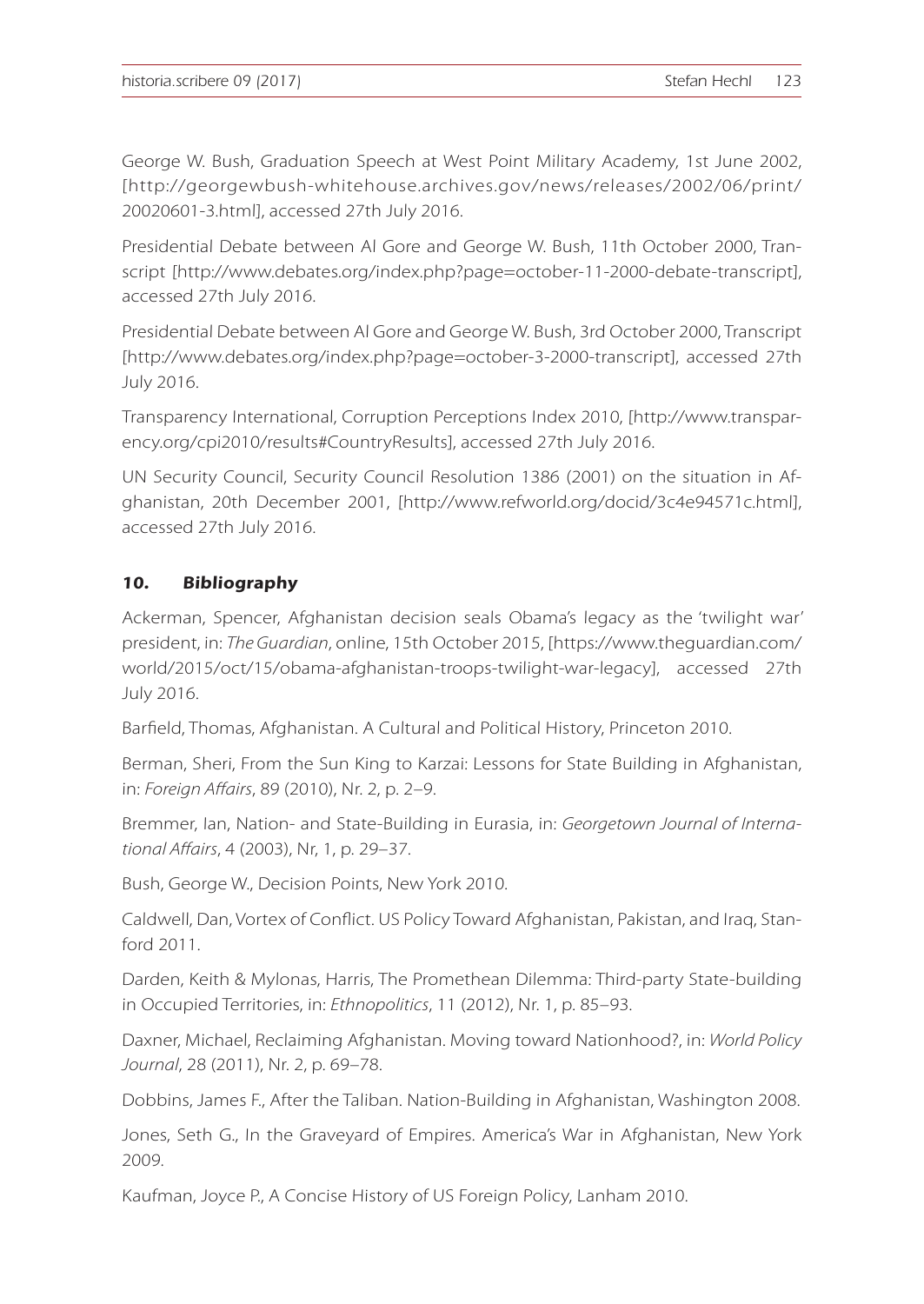George W. Bush, Graduation Speech at West Point Military Academy, 1st June 2002, [http://georgewbush-whitehouse.archives.gov/news/releases/2002/06/print/20020601-3.html], accessed 27th July 2016.

Presidential Debate between Al Gore and George W. Bush, 11th October 2000, Transcript [http://www.debates.org/index.php?page=october-11-2000-debate-transcript], accessed 27th July 2016.

Presidential Debate between Al Gore and George W. Bush, 3rd October 2000, Transcript [http://www.debates.org/index.php?page=october-3-2000-transcript], accessed 27th July 2016.

Transparency International, Corruption Perceptions Index 2010, [http://www.transparency.org/cpi2010/results#CountryResults], accessed 27th July 2016.

UN Security Council, Security Council Resolution 1386 (2001) on the situation in Afghanistan, 20th December 2001, [http://www.refworld.org/docid/3c4e94571c.html], accessed 27th July 2016.

## *10. Bibliography*

Ackerman, Spencer, Afghanistan decision seals Obama's legacy as the 'twilight war' president, in: *The Guardian*, online, 15th October 2015, [https://www.theguardian.com/world/2015/oct/15/obama-afghanistan-troops-twilight-war-legacy], accessed 27th July 2016.

Barfield, Thomas, Afghanistan. A Cultural and Political History, Princeton 2010.

Berman, Sheri, From the Sun King to Karzai: Lessons for State Building in Afghanistan, in: *Foreign Affairs*, 89 (2010), Nr. 2, p. 2–9.

Bremmer, Ian, Nation- and State-Building in Eurasia, in: *Georgetown Journal of International Affairs*, 4 (2003), Nr, 1, p. 29–37.

Bush, George W., Decision Points, New York 2010.

Caldwell, Dan, Vortex of Conflict. US Policy Toward Afghanistan, Pakistan, and Iraq, Stanford 2011.

Darden, Keith & Mylonas, Harris, The Promethean Dilemma: Third-party State-building in Occupied Territories, in: *Ethnopolitics*, 11 (2012), Nr. 1, p. 85–93.

Daxner, Michael, Reclaiming Afghanistan. Moving toward Nationhood?, in: *World Policy Journal*, 28 (2011), Nr. 2, p. 69–78.

Dobbins, James F., After the Taliban. Nation-Building in Afghanistan, Washington 2008.

Jones, Seth G., In the Graveyard of Empires. America's War in Afghanistan, New York 2009.

Kaufman, Joyce P., A Concise History of US Foreign Policy, Lanham 2010.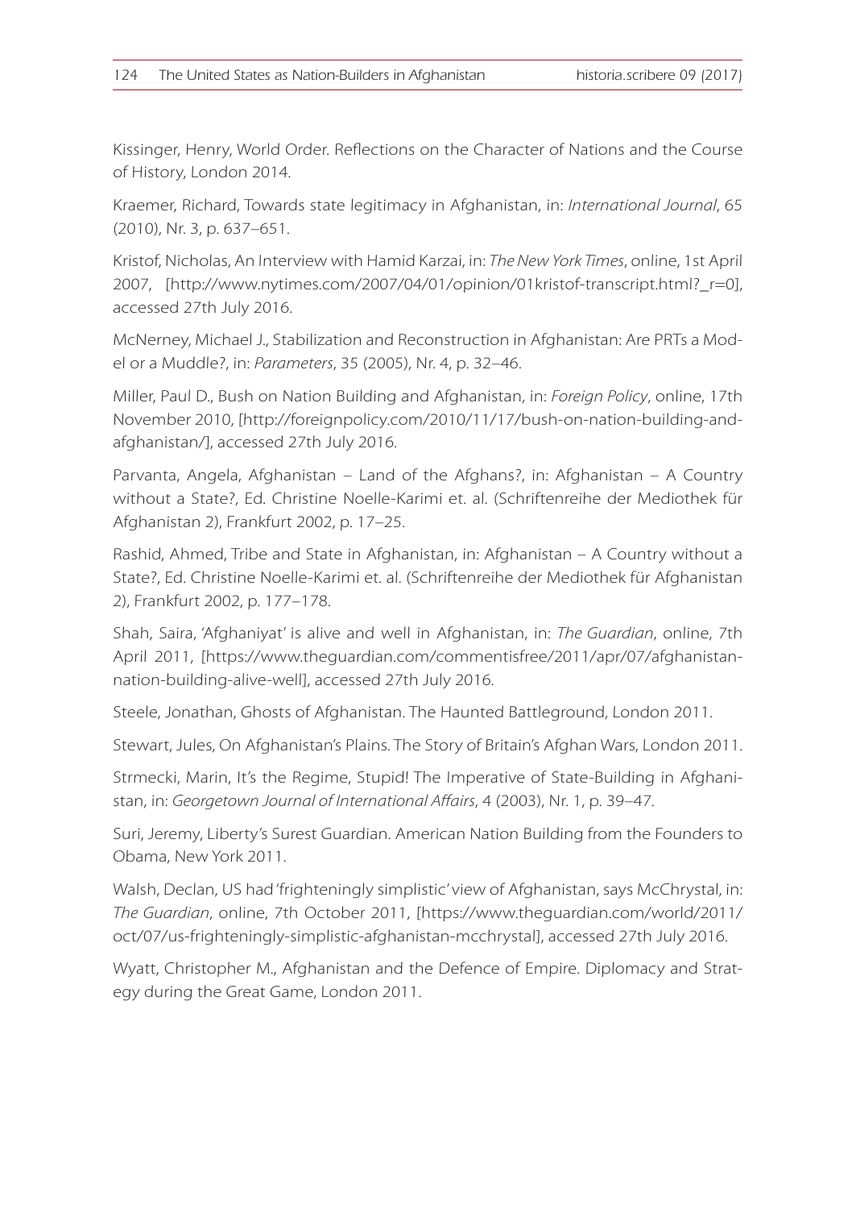Kissinger, Henry, World Order. Reflections on the Character of Nations and the Course of History, London 2014.

Kraemer, Richard, Towards state legitimacy in Afghanistan, in: *International Journal*, 65 (2010), Nr. 3, p. 637–651.

Kristof, Nicholas, An Interview with Hamid Karzai, in: *The New York Times*, online, 1st April 2007, [http://www.nytimes.com/2007/04/01/opinion/01kristof-transcript.html?_r=0], accessed 27th July 2016.

McNerney, Michael J., Stabilization and Reconstruction in Afghanistan: Are PRTs a Model or a Muddle?, in: *Parameters*, 35 (2005), Nr. 4, p. 32–46.

Miller, Paul D., Bush on Nation Building and Afghanistan, in: *Foreign Policy*, online, 17th November 2010, [http://foreignpolicy.com/2010/11/17/bush-on-nation-building-and-afghanistan/], accessed 27th July 2016.

Parvanta, Angela, Afghanistan – Land of the Afghans?, in: Afghanistan – A Country without a State?, Ed. Christine Noelle-Karimi et. al. (Schriftenreihe der Mediothek für Afghanistan 2), Frankfurt 2002, p. 17–25.

Rashid, Ahmed, Tribe and State in Afghanistan, in: Afghanistan – A Country without a State?, Ed. Christine Noelle-Karimi et. al. (Schriftenreihe der Mediothek für Afghanistan 2), Frankfurt 2002, p. 177–178.

Shah, Saira, 'Afghaniyat' is alive and well in Afghanistan, in: *The Guardian*, online, 7th April 2011, [https://www.theguardian.com/commentisfree/2011/apr/07/afghanistan-nation-building-alive-well], accessed 27th July 2016.

Steele, Jonathan, Ghosts of Afghanistan. The Haunted Battleground, London 2011.

Stewart, Jules, On Afghanistan's Plains. The Story of Britain's Afghan Wars, London 2011.

Strmecki, Marin, It's the Regime, Stupid! The Imperative of State-Building in Afghanistan, in: *Georgetown Journal of International Affairs*, 4 (2003), Nr. 1, p. 39–47.

Suri, Jeremy, Liberty's Surest Guardian. American Nation Building from the Founders to Obama, New York 2011.

Walsh, Declan, US had 'frighteningly simplistic' view of Afghanistan, says McChrystal, in: *The Guardian*, online, 7th October 2011, [https://www.theguardian.com/world/2011/oct/07/us-frighteningly-simplistic-afghanistan-mcchrystal], accessed 27th July 2016.

Wyatt, Christopher M., Afghanistan and the Defence of Empire. Diplomacy and Strategy during the Great Game, London 2011.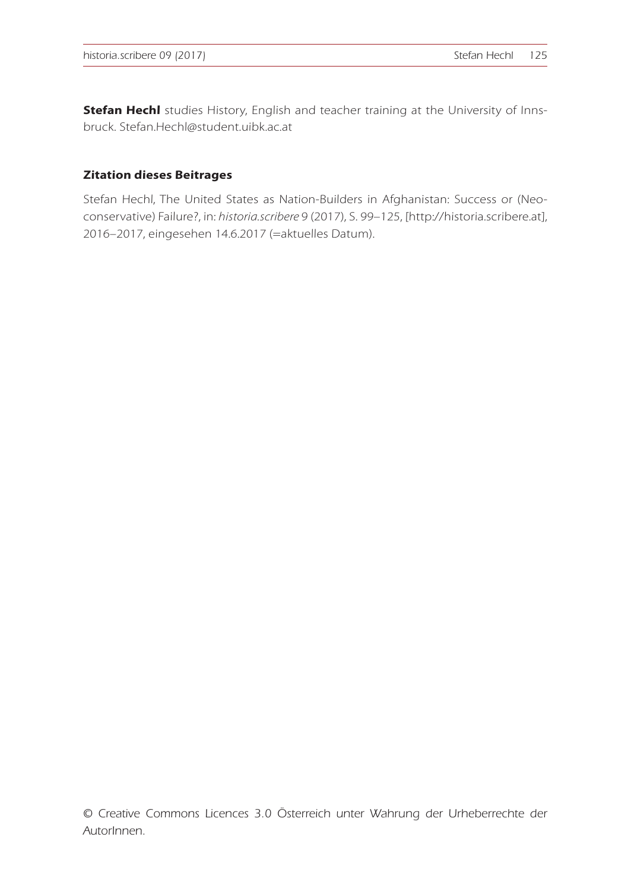**Stefan Hechl** studies History, English and teacher training at the University of Innsbruck. Stefan.Hechl@student.uibk.ac.at

### Zitation dieses Beitrages

Stefan Hechl, The United States as Nation-Builders in Afghanistan: Success or (Neoconservative) Failure?, in: *historia.scribere* 9 (2017), S. 99–125, [http://historia.scribere.at], 2016–2017, eingesehen 14.6.2017 (=aktuelles Datum).

*© Creative Commons Licences 3.0 Österreich unter Wahrung der Urheberrechte der AutorInnen.*